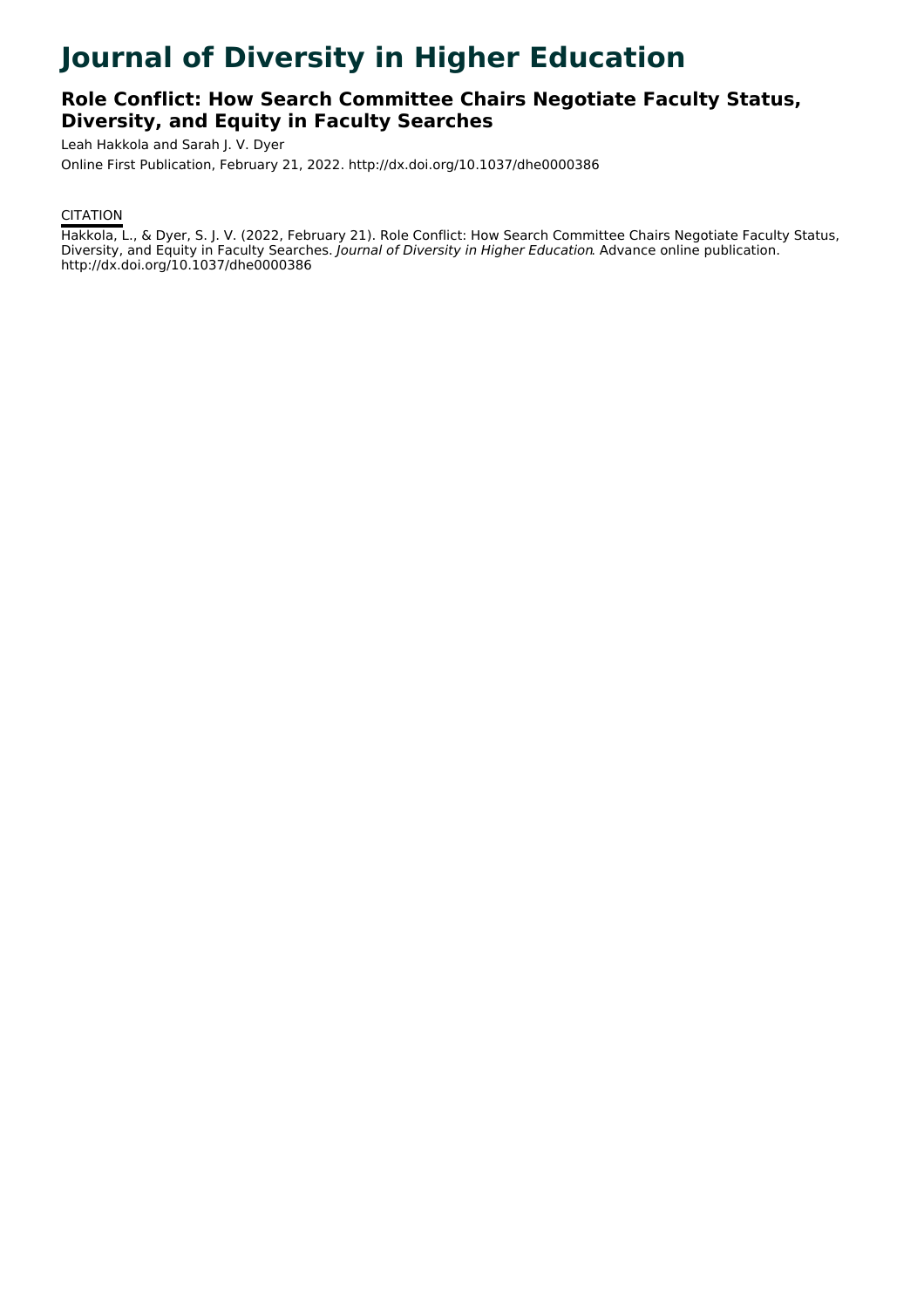# Journal of Diversity in Higher Education

## Role Conflict: How Search Committee Chairs Negotiate Faculty Status, Diversity, and Equity in Faculty Searches

Leah Hakkola and Sarah J. V. Dyer

Online First Publication, February 21, 2022. http://dx.doi.org/10.1037/dhe0000386

CITATION

Hakkola, L., & Dyer, S. J. V. (2022, February 21). Role Conflict: How Search Committee Chairs Negotiate Faculty Status, Diversity, and Equity in Faculty Searches. *Journal of Diversity in Higher Education*. Advance online publication. http://dx.doi.org/10.1037/dhe0000386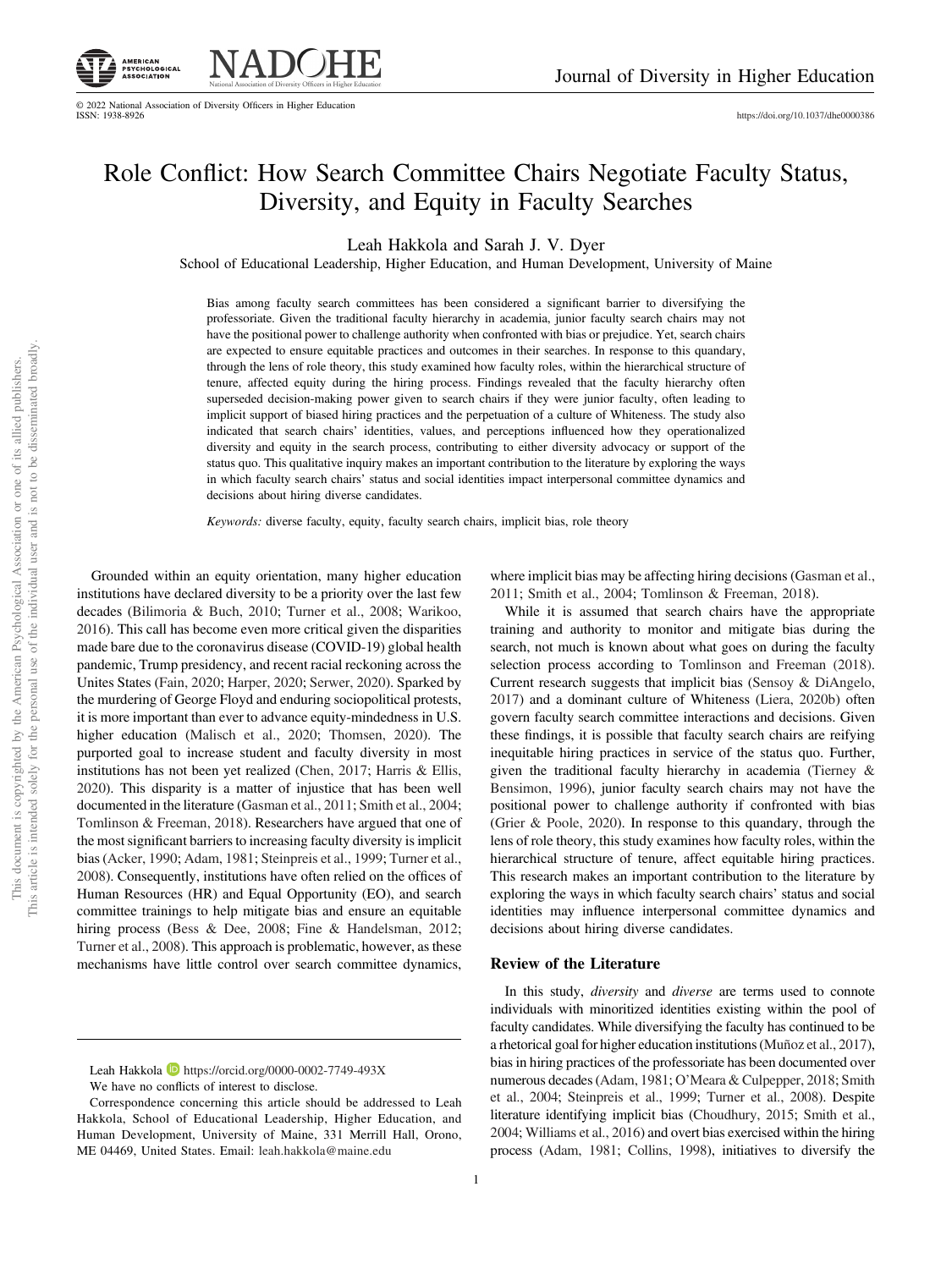# Role Conflict: How Search Committee Chairs Negotiate Faculty Status, Diversity, and Equity in Faculty Searches

Leah Hakkola and Sarah J. V. Dyer

School of Educational Leadership, Higher Education, and Human Development, University of Maine

Bias among faculty search committees has been considered a significant barrier to diversifying the professoriate. Given the traditional faculty hierarchy in academia, junior faculty search chairs may not have the positional power to challenge authority when confronted with bias or prejudice. Yet, search chairs are expected to ensure equitable practices and outcomes in their searches. In response to this quandary, through the lens of role theory, this study examined how faculty roles, within the hierarchical structure of tenure, affected equity during the hiring process. Findings revealed that the faculty hierarchy often superseded decision-making power given to search chairs if they were junior faculty, often leading to implicit support of biased hiring practices and the perpetuation of a culture of Whiteness. The study also indicated that search chairs' identities, values, and perceptions influenced how they operationalized diversity and equity in the search process, contributing to either diversity advocacy or support of the status quo. This qualitative inquiry makes an important contribution to the literature by exploring the ways in which faculty search chairs' status and social identities impact interpersonal committee dynamics and decisions about hiring diverse candidates.

*Keywords:* diverse faculty, equity, faculty search chairs, implicit bias, role theory

Grounded within an equity orientation, many higher education institutions have declared diversity to be a priority over the last few decades (Bilimoria & Buch, 2010; Turner et al., 2008; Warikoo, 2016). This call has become even more critical given the disparities made bare due to the coronavirus disease (COVID-19) global health pandemic, Trump presidency, and recent racial reckoning across the Unites States (Fain, 2020; Harper, 2020; Serwer, 2020). Sparked by the murdering of George Floyd and enduring sociopolitical protests, it is more important than ever to advance equity-mindedness in U.S. higher education (Malisch et al., 2020; Thomsen, 2020). The purported goal to increase student and faculty diversity in most institutions has not been yet realized (Chen, 2017; Harris & Ellis, 2020). This disparity is a matter of injustice that has been well documented in the literature (Gasman et al., 2011; Smith et al., 2004; Tomlinson & Freeman, 2018). Researchers have argued that one of the most significant barriers to increasing faculty diversity is implicit bias (Acker, 1990; Adam, 1981; Steinpreis et al., 1999; Turner et al., 2008). Consequently, institutions have often relied on the offices of Human Resources (HR) and Equal Opportunity (EO), and search committee trainings to help mitigate bias and ensure an equitable hiring process (Bess & Dee, 2008; Fine & Handelsman, 2012; Turner et al., 2008). This approach is problematic, however, as these mechanisms have little control over search committee dynamics, where implicit bias may be affecting hiring decisions (Gasman et al., 2011; Smith et al., 2004; Tomlinson & Freeman, 2018).

While it is assumed that search chairs have the appropriate training and authority to monitor and mitigate bias during the search, not much is known about what goes on during the faculty selection process according to Tomlinson and Freeman (2018). Current research suggests that implicit bias (Sensoy & DiAngelo, 2017) and a dominant culture of Whiteness (Liera, 2020b) often govern faculty search committee interactions and decisions. Given these findings, it is possible that faculty search chairs are reifying inequitable hiring practices in service of the status quo. Further, given the traditional faculty hierarchy in academia (Tierney & Bensimon, 1996), junior faculty search chairs may not have the positional power to challenge authority if confronted with bias (Grier & Poole, 2020). In response to this quandary, through the lens of role theory, this study examines how faculty roles, within the hierarchical structure of tenure, affect equitable hiring practices. This research makes an important contribution to the literature by exploring the ways in which faculty search chairs' status and social identities may influence interpersonal committee dynamics and decisions about hiring diverse candidates.

## Review of the Literature

In this study, *diversity* and *diverse* are terms used to connote individuals with minoritized identities existing within the pool of faculty candidates. While diversifying the faculty has continued to be a rhetorical goal for higher education institutions (Muñoz et al., 2017), bias in hiring practices of the professoriate has been documented over numerous decades (Adam, 1981; O'Meara & Culpepper, 2018; Smith et al., 2004; Steinpreis et al., 1999; Turner et al., 2008). Despite literature identifying implicit bias (Choudhury, 2015; Smith et al., 2004; Williams et al., 2016) and overt bias exercised within the hiring process (Adam, 1981; Collins, 1998), initiatives to diversify the

---

Leah Hakkola https://orcid.org/0000-0002-7749-493X

We have no conflicts of interest to disclose.

Correspondence concerning this article should be addressed to Leah Hakkola, School of Educational Leadership, Higher Education, and Human Development, University of Maine, 331 Merrill Hall, Orono, ME 04469, United States. Email: leah.hakkola@maine.edu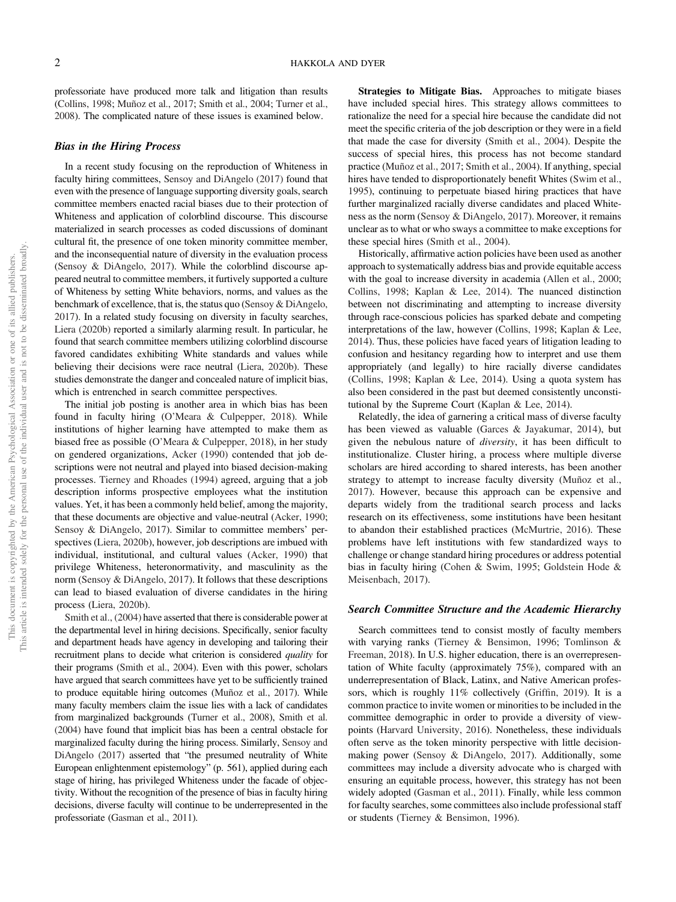professoriate have produced more talk and litigation than results (Collins, 1998; Muñoz et al., 2017; Smith et al., 2004; Turner et al., 2008). The complicated nature of these issues is examined below.

### *Bias in the Hiring Process*

In a recent study focusing on the reproduction of Whiteness in faculty hiring committees, Sensoy and DiAngelo (2017) found that even with the presence of language supporting diversity goals, search committee members enacted racial biases due to their protection of Whiteness and application of colorblind discourse. This discourse materialized in search processes as coded discussions of dominant cultural fit, the presence of one token minority committee member, and the inconsequential nature of diversity in the evaluation process (Sensoy & DiAngelo, 2017). While the colorblind discourse appeared neutral to committee members, it furtively supported a culture of Whiteness by setting White behaviors, norms, and values as the benchmark of excellence, that is, the status quo (Sensoy & DiAngelo, 2017). In a related study focusing on diversity in faculty searches, Liera (2020b) reported a similarly alarming result. In particular, he found that search committee members utilizing colorblind discourse favored candidates exhibiting White standards and values while believing their decisions were race neutral (Liera, 2020b). These studies demonstrate the danger and concealed nature of implicit bias, which is entrenched in search committee perspectives.

The initial job posting is another area in which bias has been found in faculty hiring (O'Meara & Culpepper, 2018). While institutions of higher learning have attempted to make them as biased free as possible (O'Meara & Culpepper, 2018), in her study on gendered organizations, Acker (1990) contended that job descriptions were not neutral and played into biased decision-making processes. Tierney and Rhoades (1994) agreed, arguing that a job description informs prospective employees what the institution values. Yet, it has been a commonly held belief, among the majority, that these documents are objective and value-neutral (Acker, 1990; Sensoy & DiAngelo, 2017). Similar to committee members' perspectives (Liera, 2020b), however, job descriptions are imbued with individual, institutional, and cultural values (Acker, 1990) that privilege Whiteness, heteronormativity, and masculinity as the norm (Sensoy & DiAngelo, 2017). It follows that these descriptions can lead to biased evaluation of diverse candidates in the hiring process (Liera, 2020b).

Smith et al., (2004) have asserted that there is considerable power at the departmental level in hiring decisions. Specifically, senior faculty and department heads have agency in developing and tailoring their recruitment plans to decide what criterion is considered *quality* for their programs (Smith et al., 2004). Even with this power, scholars have argued that search committees have yet to be sufficiently trained to produce equitable hiring outcomes (Muñoz et al., 2017). While many faculty members claim the issue lies with a lack of candidates from marginalized backgrounds (Turner et al., 2008), Smith et al. (2004) have found that implicit bias has been a central obstacle for marginalized faculty during the hiring process. Similarly, Sensoy and DiAngelo (2017) asserted that "the presumed neutrality of White European enlightenment epistemology" (p. 561), applied during each stage of hiring, has privileged Whiteness under the facade of objectivity. Without the recognition of the presence of bias in faculty hiring decisions, diverse faculty will continue to be underrepresented in the professoriate (Gasman et al., 2011).

**Strategies to Mitigate Bias.** Approaches to mitigate biases have included special hires. This strategy allows committees to rationalize the need for a special hire because the candidate did not meet the specific criteria of the job description or they were in a field that made the case for diversity (Smith et al., 2004). Despite the success of special hires, this process has not become standard practice (Muñoz et al., 2017; Smith et al., 2004). If anything, special hires have tended to disproportionately benefit Whites (Swim et al., 1995), continuing to perpetuate biased hiring practices that have further marginalized racially diverse candidates and placed Whiteness as the norm (Sensoy & DiAngelo, 2017). Moreover, it remains unclear as to what or who sways a committee to make exceptions for these special hires (Smith et al., 2004).

Historically, affirmative action policies have been used as another approach to systematically address bias and provide equitable access with the goal to increase diversity in academia (Allen et al., 2000; Collins, 1998; Kaplan & Lee, 2014). The nuanced distinction between not discriminating and attempting to increase diversity through race-conscious policies has sparked debate and competing interpretations of the law, however (Collins, 1998; Kaplan & Lee, 2014). Thus, these policies have faced years of litigation leading to confusion and hesitancy regarding how to interpret and use them appropriately (and legally) to hire racially diverse candidates (Collins, 1998; Kaplan & Lee, 2014). Using a quota system has also been considered in the past but deemed consistently unconstitutional by the Supreme Court (Kaplan & Lee, 2014).

Relatedly, the idea of garnering a critical mass of diverse faculty has been viewed as valuable (Garces & Jayakumar, 2014), but given the nebulous nature of *diversity*, it has been difficult to institutionalize. Cluster hiring, a process where multiple diverse scholars are hired according to shared interests, has been another strategy to attempt to increase faculty diversity (Muñoz et al., 2017). However, because this approach can be expensive and departs widely from the traditional search process and lacks research on its effectiveness, some institutions have been hesitant to abandon their established practices (McMurtrie, 2016). These problems have left institutions with few standardized ways to challenge or change standard hiring procedures or address potential bias in faculty hiring (Cohen & Swim, 1995; Goldstein Hode & Meisenbach, 2017).

### *Search Committee Structure and the Academic Hierarchy*

Search committees tend to consist mostly of faculty members with varying ranks (Tierney & Bensimon, 1996; Tomlinson & Freeman, 2018). In U.S. higher education, there is an overrepresentation of White faculty (approximately 75%), compared with an underrepresentation of Black, Latinx, and Native American professors, which is roughly 11% collectively (Griffin, 2019). It is a common practice to invite women or minorities to be included in the committee demographic in order to provide a diversity of viewpoints (Harvard University, 2016). Nonetheless, these individuals often serve as the token minority perspective with little decision-making power (Sensoy & DiAngelo, 2017). Additionally, some committees may include a diversity advocate who is charged with ensuring an equitable process, however, this strategy has not been widely adopted (Gasman et al., 2011). Finally, while less common for faculty searches, some committees also include professional staff or students (Tierney & Bensimon, 1996).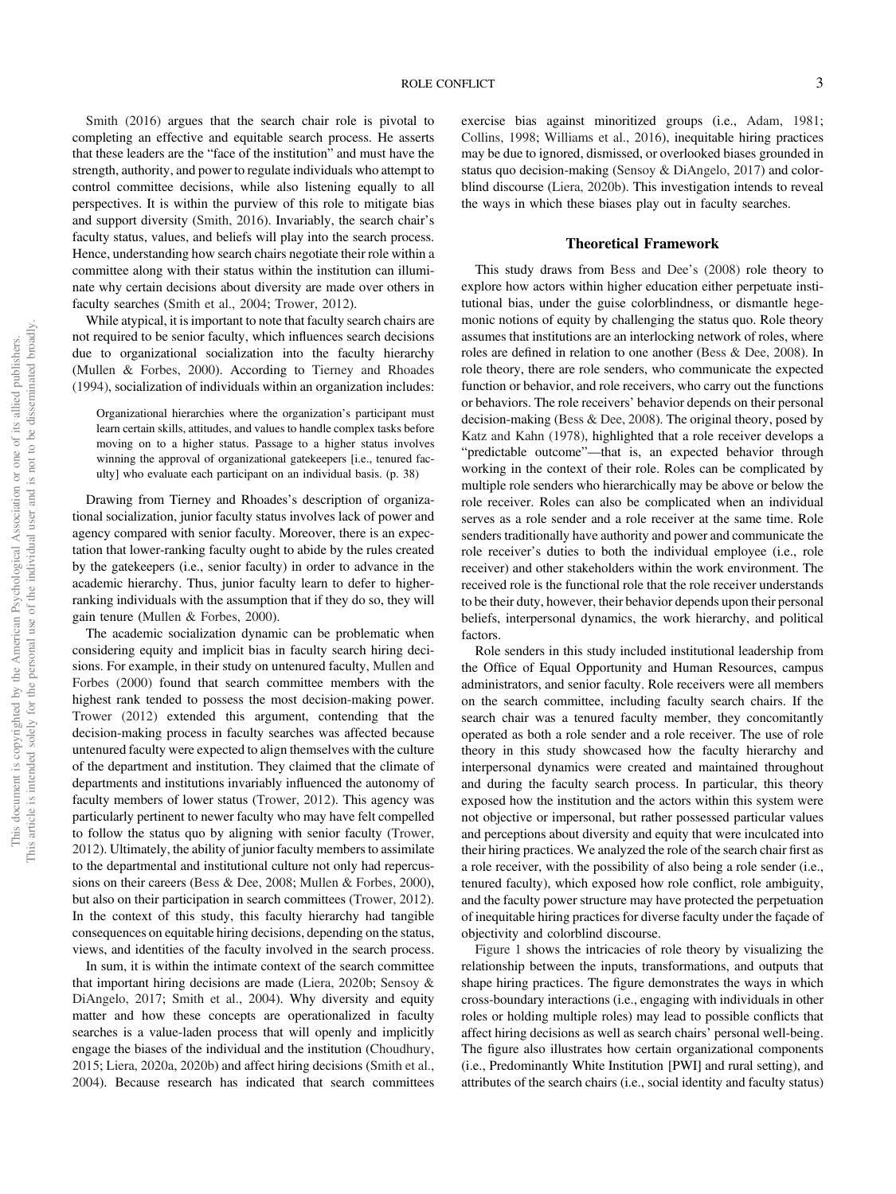Smith (2016) argues that the search chair role is pivotal to completing an effective and equitable search process. He asserts that these leaders are the "face of the institution" and must have the strength, authority, and power to regulate individuals who attempt to control committee decisions, while also listening equally to all perspectives. It is within the purview of this role to mitigate bias and support diversity (Smith, 2016). Invariably, the search chair's faculty status, values, and beliefs will play into the search process. Hence, understanding how search chairs negotiate their role within a committee along with their status within the institution can illuminate why certain decisions about diversity are made over others in faculty searches (Smith et al., 2004; Trower, 2012).

While atypical, it is important to note that faculty search chairs are not required to be senior faculty, which influences search decisions due to organizational socialization into the faculty hierarchy (Mullen & Forbes, 2000). According to Tierney and Rhoades (1994), socialization of individuals within an organization includes:

> Organizational hierarchies where the organization's participant must learn certain skills, attitudes, and values to handle complex tasks before moving on to a higher status. Passage to a higher status involves winning the approval of organizational gatekeepers [i.e., tenured faculty] who evaluate each participant on an individual basis. (p. 38)

Drawing from Tierney and Rhoades's description of organizational socialization, junior faculty status involves lack of power and agency compared with senior faculty. Moreover, there is an expectation that lower-ranking faculty ought to abide by the rules created by the gatekeepers (i.e., senior faculty) in order to advance in the academic hierarchy. Thus, junior faculty learn to defer to higher-ranking individuals with the assumption that if they do so, they will gain tenure (Mullen & Forbes, 2000).

The academic socialization dynamic can be problematic when considering equity and implicit bias in faculty search hiring decisions. For example, in their study on untenured faculty, Mullen and Forbes (2000) found that search committee members with the highest rank tended to possess the most decision-making power. Trower (2012) extended this argument, contending that the decision-making process in faculty searches was affected because untenured faculty were expected to align themselves with the culture of the department and institution. They claimed that the climate of departments and institutions invariably influenced the autonomy of faculty members of lower status (Trower, 2012). This agency was particularly pertinent to newer faculty who may have felt compelled to follow the status quo by aligning with senior faculty (Trower, 2012). Ultimately, the ability of junior faculty members to assimilate to the departmental and institutional culture not only had repercussions on their careers (Bess & Dee, 2008; Mullen & Forbes, 2000), but also on their participation in search committees (Trower, 2012). In the context of this study, this faculty hierarchy had tangible consequences on equitable hiring decisions, depending on the status, views, and identities of the faculty involved in the search process.

In sum, it is within the intimate context of the search committee that important hiring decisions are made (Liera, 2020b; Sensoy & DiAngelo, 2017; Smith et al., 2004). Why diversity and equity matter and how these concepts are operationalized in faculty searches is a value-laden process that will openly and implicitly engage the biases of the individual and the institution (Choudhury, 2015; Liera, 2020a, 2020b) and affect hiring decisions (Smith et al., 2004). Because research has indicated that search committees exercise bias against minoritized groups (i.e., Adam, 1981; Collins, 1998; Williams et al., 2016), inequitable hiring practices may be due to ignored, dismissed, or overlooked biases grounded in status quo decision-making (Sensoy & DiAngelo, 2017) and colorblind discourse (Liera, 2020b). This investigation intends to reveal the ways in which these biases play out in faculty searches.

## Theoretical Framework

This study draws from Bess and Dee's (2008) role theory to explore how actors within higher education either perpetuate institutional bias, under the guise colorblindness, or dismantle hegemonic notions of equity by challenging the status quo. Role theory assumes that institutions are an interlocking network of roles, where roles are defined in relation to one another (Bess & Dee, 2008). In role theory, there are role senders, who communicate the expected function or behavior, and role receivers, who carry out the functions or behaviors. The role receivers' behavior depends on their personal decision-making (Bess & Dee, 2008). The original theory, posed by Katz and Kahn (1978), highlighted that a role receiver develops a "predictable outcome"—that is, an expected behavior through working in the context of their role. Roles can be complicated by multiple role senders who hierarchically may be above or below the role receiver. Roles can also be complicated when an individual serves as a role sender and a role receiver at the same time. Role senders traditionally have authority and power and communicate the role receiver's duties to both the individual employee (i.e., role receiver) and other stakeholders within the work environment. The received role is the functional role that the role receiver understands to be their duty, however, their behavior depends upon their personal beliefs, interpersonal dynamics, the work hierarchy, and political factors.

Role senders in this study included institutional leadership from the Office of Equal Opportunity and Human Resources, campus administrators, and senior faculty. Role receivers were all members on the search committee, including faculty search chairs. If the search chair was a tenured faculty member, they concomitantly operated as both a role sender and a role receiver. The use of role theory in this study showcased how the faculty hierarchy and interpersonal dynamics were created and maintained throughout and during the faculty search process. In particular, this theory exposed how the institution and the actors within this system were not objective or impersonal, but rather possessed particular values and perceptions about diversity and equity that were inculcated into their hiring practices. We analyzed the role of the search chair first as a role receiver, with the possibility of also being a role sender (i.e., tenured faculty), which exposed how role conflict, role ambiguity, and the faculty power structure may have protected the perpetuation of inequitable hiring practices for diverse faculty under the façade of objectivity and colorblind discourse.

Figure 1 shows the intricacies of role theory by visualizing the relationship between the inputs, transformations, and outputs that shape hiring practices. The figure demonstrates the ways in which cross-boundary interactions (i.e., engaging with individuals in other roles or holding multiple roles) may lead to possible conflicts that affect hiring decisions as well as search chairs' personal well-being. The figure also illustrates how certain organizational components (i.e., Predominantly White Institution [PWI] and rural setting), and attributes of the search chairs (i.e., social identity and faculty status)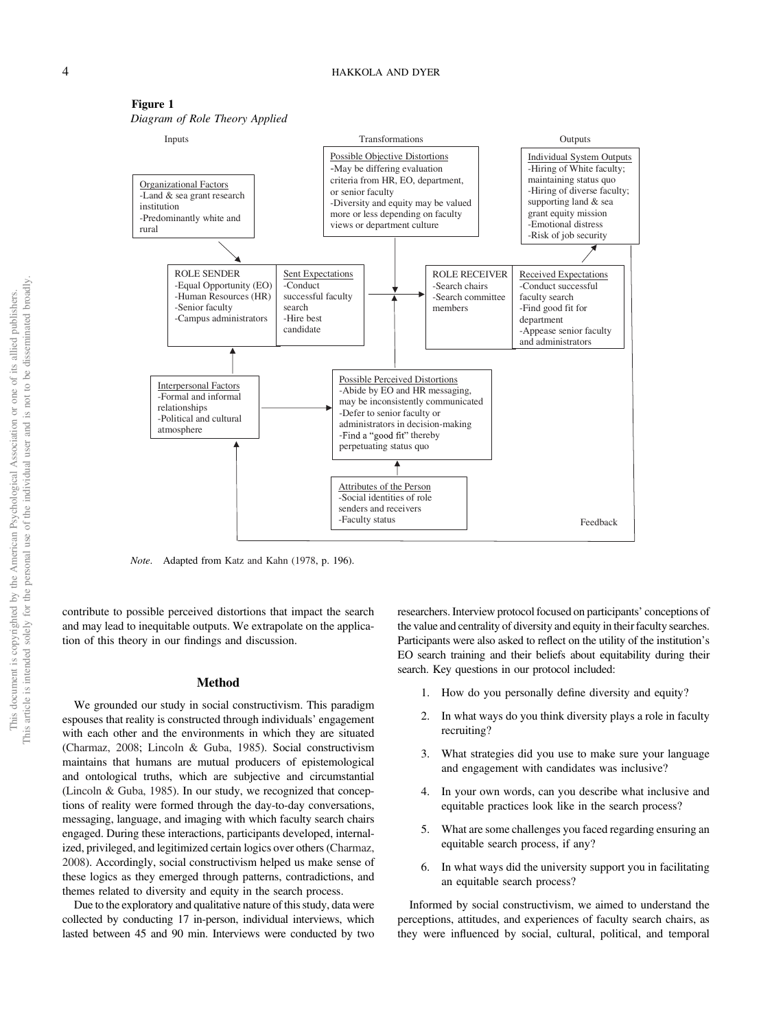**Figure 1**

*Diagram of Role Theory Applied*

Inputs

Organizational Factors
-Land & sea grant research institution
-Predominantly white and rural

ROLE SENDER
-Equal Opportunity (EO)
-Human Resources (HR)
-Senior faculty
-Campus administrators

Sent Expectations
-Conduct successful faculty search
-Hire best candidate

Interpersonal Factors
-Formal and informal relationships
-Political and cultural atmosphere

Transformations

Possible Objective Distortions
-May be differing evaluation criteria from HR, EO, department, or senior faculty
-Diversity and equity may be valued more or less depending on faculty views or department culture

Possible Perceived Distortions
-Abide by EO and HR messaging, may be inconsistently communicated
-Defer to senior faculty or administrators in decision-making
-Find a "good fit" thereby perpetuating status quo

Attributes of the Person
-Social identities of role senders and receivers
-Faculty status

Outputs

Individual System Outputs
-Hiring of White faculty; maintaining status quo
-Hiring of diverse faculty; supporting land & sea grant equity mission
-Emotional distress
-Risk of job security

ROLE RECEIVER
-Search chairs
-Search committee members

Received Expectations
-Conduct successful faculty search
-Find good fit for department
-Appease senior faculty and administrators

Feedback

*Note.* Adapted from Katz and Kahn (1978, p. 196).

contribute to possible perceived distortions that impact the search and may lead to inequitable outputs. We extrapolate on the application of this theory in our findings and discussion.

## Method

We grounded our study in social constructivism. This paradigm espouses that reality is constructed through individuals' engagement with each other and the environments in which they are situated (Charmaz, 2008; Lincoln & Guba, 1985). Social constructivism maintains that humans are mutual producers of epistemological and ontological truths, which are subjective and circumstantial (Lincoln & Guba, 1985). In our study, we recognized that conceptions of reality were formed through the day-to-day conversations, messaging, language, and imaging with which faculty search chairs engaged. During these interactions, participants developed, internalized, privileged, and legitimized certain logics over others (Charmaz, 2008). Accordingly, social constructivism helped us make sense of these logics as they emerged through patterns, contradictions, and themes related to diversity and equity in the search process.

Due to the exploratory and qualitative nature of this study, data were collected by conducting 17 in-person, individual interviews, which lasted between 45 and 90 min. Interviews were conducted by two researchers. Interview protocol focused on participants' conceptions of the value and centrality of diversity and equity in their faculty searches. Participants were also asked to reflect on the utility of the institution's EO search training and their beliefs about equitability during their search. Key questions in our protocol included:

1. How do you personally define diversity and equity?
2. In what ways do you think diversity plays a role in faculty recruiting?
3. What strategies did you use to make sure your language and engagement with candidates was inclusive?
4. In your own words, can you describe what inclusive and equitable practices look like in the search process?
5. What are some challenges you faced regarding ensuring an equitable search process, if any?
6. In what ways did the university support you in facilitating an equitable search process?

Informed by social constructivism, we aimed to understand the perceptions, attitudes, and experiences of faculty search chairs, as they were influenced by social, cultural, political, and temporal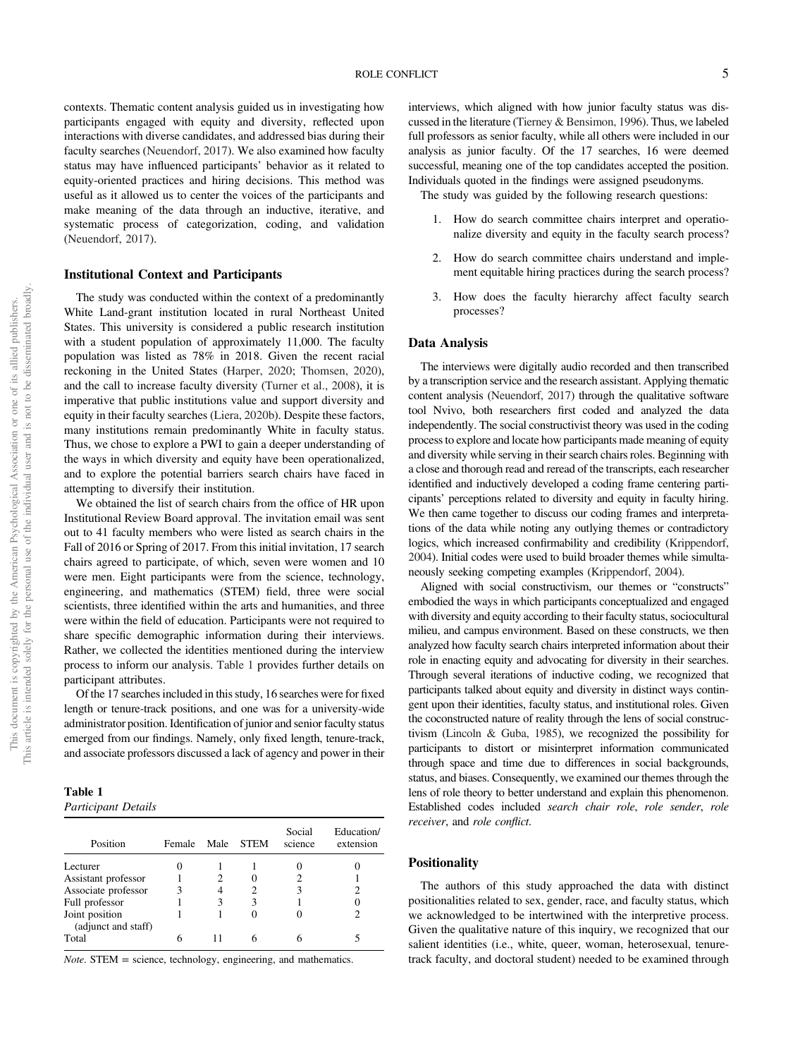contexts. Thematic content analysis guided us in investigating how participants engaged with equity and diversity, reflected upon interactions with diverse candidates, and addressed bias during their faculty searches (Neuendorf, 2017). We also examined how faculty status may have influenced participants' behavior as it related to equity-oriented practices and hiring decisions. This method was useful as it allowed us to center the voices of the participants and make meaning of the data through an inductive, iterative, and systematic process of categorization, coding, and validation (Neuendorf, 2017).

## Institutional Context and Participants

The study was conducted within the context of a predominantly White Land-grant institution located in rural Northeast United States. This university is considered a public research institution with a student population of approximately 11,000. The faculty population was listed as 78% in 2018. Given the recent racial reckoning in the United States (Harper, 2020; Thomsen, 2020), and the call to increase faculty diversity (Turner et al., 2008), it is imperative that public institutions value and support diversity and equity in their faculty searches (Liera, 2020b). Despite these factors, many institutions remain predominantly White in faculty status. Thus, we chose to explore a PWI to gain a deeper understanding of the ways in which diversity and equity have been operationalized, and to explore the potential barriers search chairs have faced in attempting to diversify their institution.

We obtained the list of search chairs from the office of HR upon Institutional Review Board approval. The invitation email was sent out to 41 faculty members who were listed as search chairs in the Fall of 2016 or Spring of 2017. From this initial invitation, 17 search chairs agreed to participate, of which, seven were women and 10 were men. Eight participants were from the science, technology, engineering, and mathematics (STEM) field, three were social scientists, three identified within the arts and humanities, and three were within the field of education. Participants were not required to share specific demographic information during their interviews. Rather, we collected the identities mentioned during the interview process to inform our analysis. Table 1 provides further details on participant attributes.

Of the 17 searches included in this study, 16 searches were for fixed length or tenure-track positions, and one was for a university-wide administrator position. Identification of junior and senior faculty status emerged from our findings. Namely, only fixed length, tenure-track, and associate professors discussed a lack of agency and power in their interviews, which aligned with how junior faculty status was discussed in the literature (Tierney & Bensimon, 1996). Thus, we labeled full professors as senior faculty, while all others were included in our analysis as junior faculty. Of the 17 searches, 16 were deemed successful, meaning one of the top candidates accepted the position. Individuals quoted in the findings were assigned pseudonyms.

**Table 1**
*Participant Details*

| Position | Female | Male | STEM | Social science | Education/ extension |
|---|---|---|---|---|---|
| Lecturer | 0 | 1 | 1 | 0 | 0 |
| Assistant professor | 1 | 2 | 0 | 2 | 1 |
| Associate professor | 3 | 4 | 2 | 3 | 2 |
| Full professor | 1 | 3 | 3 | 1 | 0 |
| Joint position (adjunct and staff) | 1 | 1 | 0 | 0 | 2 |
| Total | 6 | 11 | 6 | 6 | 5 |

*Note*. STEM = science, technology, engineering, and mathematics.

The study was guided by the following research questions:

1. How do search committee chairs interpret and operationalize diversity and equity in the faculty search process?
2. How do search committee chairs understand and implement equitable hiring practices during the search process?
3. How does the faculty hierarchy affect faculty search processes?

## Data Analysis

The interviews were digitally audio recorded and then transcribed by a transcription service and the research assistant. Applying thematic content analysis (Neuendorf, 2017) through the qualitative software tool Nvivo, both researchers first coded and analyzed the data independently. The social constructivist theory was used in the coding process to explore and locate how participants made meaning of equity and diversity while serving in their search chairs roles. Beginning with a close and thorough read and reread of the transcripts, each researcher identified and inductively developed a coding frame centering participants' perceptions related to diversity and equity in faculty hiring. We then came together to discuss our coding frames and interpretations of the data while noting any outlying themes or contradictory logics, which increased confirmability and credibility (Krippendorf, 2004). Initial codes were used to build broader themes while simultaneously seeking competing examples (Krippendorf, 2004).

Aligned with social constructivism, our themes or "constructs" embodied the ways in which participants conceptualized and engaged with diversity and equity according to their faculty status, sociocultural milieu, and campus environment. Based on these constructs, we then analyzed how faculty search chairs interpreted information about their role in enacting equity and advocating for diversity in their searches. Through several iterations of inductive coding, we recognized that participants talked about equity and diversity in distinct ways contingent upon their identities, faculty status, and institutional roles. Given the coconstructed nature of reality through the lens of social constructivism (Lincoln & Guba, 1985), we recognized the possibility for participants to distort or misinterpret information communicated through space and time due to differences in social backgrounds, status, and biases. Consequently, we examined our themes through the lens of role theory to better understand and explain this phenomenon. Established codes included *search chair role*, *role sender*, *role receiver*, and *role conflict*.

## Positionality

The authors of this study approached the data with distinct positionalities related to sex, gender, race, and faculty status, which we acknowledged to be intertwined with the interpretive process. Given the qualitative nature of this inquiry, we recognized that our salient identities (i.e., white, queer, woman, heterosexual, tenure-track faculty, and doctoral student) needed to be examined through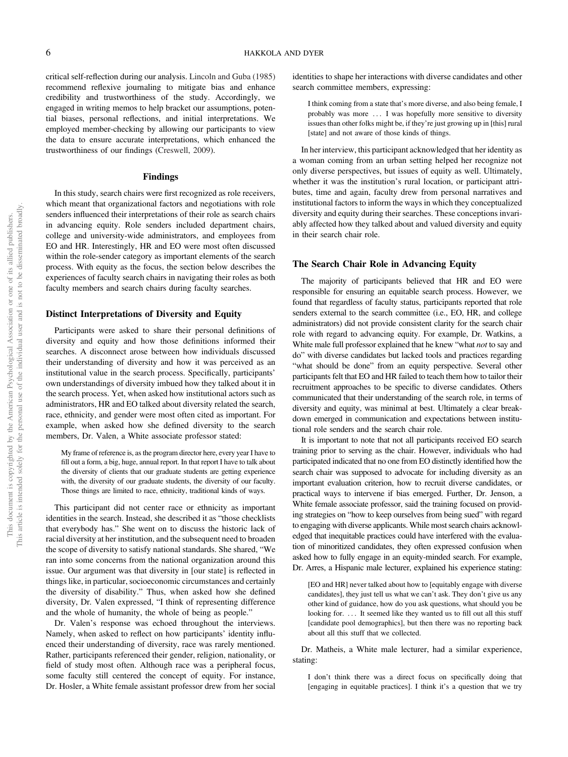critical self-reflection during our analysis. Lincoln and Guba (1985) recommend reflexive journaling to mitigate bias and enhance credibility and trustworthiness of the study. Accordingly, we engaged in writing memos to help bracket our assumptions, potential biases, personal reflections, and initial interpretations. We employed member-checking by allowing our participants to view the data to ensure accurate interpretations, which enhanced the trustworthiness of our findings (Creswell, 2009).

## Findings

In this study, search chairs were first recognized as role receivers, which meant that organizational factors and negotiations with role senders influenced their interpretations of their role as search chairs in advancing equity. Role senders included department chairs, college and university-wide administrators, and employees from EO and HR. Interestingly, HR and EO were most often discussed within the role-sender category as important elements of the search process. With equity as the focus, the section below describes the experiences of faculty search chairs in navigating their roles as both faculty members and search chairs during faculty searches.

### Distinct Interpretations of Diversity and Equity

Participants were asked to share their personal definitions of diversity and equity and how those definitions informed their searches. A disconnect arose between how individuals discussed their understanding of diversity and how it was perceived as an institutional value in the search process. Specifically, participants' own understandings of diversity imbued how they talked about it in the search process. Yet, when asked how institutional actors such as administrators, HR and EO talked about diversity related the search, race, ethnicity, and gender were most often cited as important. For example, when asked how she defined diversity to the search members, Dr. Valen, a White associate professor stated:

> My frame of reference is, as the program director here, every year I have to fill out a form, a big, huge, annual report. In that report I have to talk about the diversity of clients that our graduate students are getting experience with, the diversity of our graduate students, the diversity of our faculty. Those things are limited to race, ethnicity, traditional kinds of ways.

This participant did not center race or ethnicity as important identities in the search. Instead, she described it as "those checklists that everybody has." She went on to discuss the historic lack of racial diversity at her institution, and the subsequent need to broaden the scope of diversity to satisfy national standards. She shared, "We ran into some concerns from the national organization around this issue. Our argument was that diversity in [our state] is reflected in things like, in particular, socioeconomic circumstances and certainly the diversity of disability." Thus, when asked how she defined diversity, Dr. Valen expressed, "I think of representing difference and the whole of humanity, the whole of being as people."

Dr. Valen's response was echoed throughout the interviews. Namely, when asked to reflect on how participants' identity influenced their understanding of diversity, race was rarely mentioned. Rather, participants referenced their gender, religion, nationality, or field of study most often. Although race was a peripheral focus, some faculty still centered the concept of equity. For instance, Dr. Hosler, a White female assistant professor drew from her social identities to shape her interactions with diverse candidates and other search committee members, expressing:

> I think coming from a state that's more diverse, and also being female, I probably was more . . . I was hopefully more sensitive to diversity issues than other folks might be, if they're just growing up in [this] rural [state] and not aware of those kinds of things.

In her interview, this participant acknowledged that her identity as a woman coming from an urban setting helped her recognize not only diverse perspectives, but issues of equity as well. Ultimately, whether it was the institution's rural location, or participant attributes, time and again, faculty drew from personal narratives and institutional factors to inform the ways in which they conceptualized diversity and equity during their searches. These conceptions invariably affected how they talked about and valued diversity and equity in their search chair role.

### The Search Chair Role in Advancing Equity

The majority of participants believed that HR and EO were responsible for ensuring an equitable search process. However, we found that regardless of faculty status, participants reported that role senders external to the search committee (i.e., EO, HR, and college administrators) did not provide consistent clarity for the search chair role with regard to advancing equity. For example, Dr. Watkins, a White male full professor explained that he knew "what *not* to say and do" with diverse candidates but lacked tools and practices regarding "what should be done" from an equity perspective. Several other participants felt that EO and HR failed to teach them how to tailor their recruitment approaches to be specific to diverse candidates. Others communicated that their understanding of the search role, in terms of diversity and equity, was minimal at best. Ultimately a clear breakdown emerged in communication and expectations between institutional role senders and the search chair role.

It is important to note that not all participants received EO search training prior to serving as the chair. However, individuals who had participated indicated that no one from EO distinctly identified how the search chair was supposed to advocate for including diversity as an important evaluation criterion, how to recruit diverse candidates, or practical ways to intervene if bias emerged. Further, Dr. Jenson, a White female associate professor, said the training focused on providing strategies on "how to keep ourselves from being sued" with regard to engaging with diverse applicants. While most search chairs acknowledged that inequitable practices could have interfered with the evaluation of minoritized candidates, they often expressed confusion when asked how to fully engage in an equity-minded search. For example, Dr. Arres, a Hispanic male lecturer, explained his experience stating:

> [EO and HR] never talked about how to [equitably engage with diverse candidates], they just tell us what we can't ask. They don't give us any other kind of guidance, how do you ask questions, what should you be looking for. . . . It seemed like they wanted us to fill out all this stuff [candidate pool demographics], but then there was no reporting back about all this stuff that we collected.

Dr. Matheis, a White male lecturer, had a similar experience, stating:

> I don't think there was a direct focus on specifically doing that [engaging in equitable practices]. I think it's a question that we try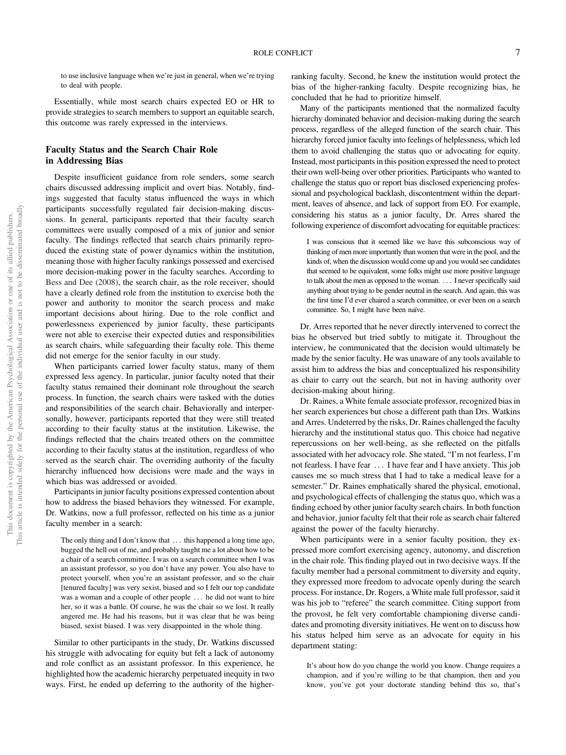to use inclusive language when we're just in general, when we're trying to deal with people.

Essentially, while most search chairs expected EO or HR to provide strategies to search members to support an equitable search, this outcome was rarely expressed in the interviews.

## Faculty Status and the Search Chair Role in Addressing Bias

Despite insufficient guidance from role senders, some search chairs discussed addressing implicit and overt bias. Notably, findings suggested that faculty status influenced the ways in which participants successfully regulated fair decision-making discussions. In general, participants reported that their faculty search committees were usually composed of a mix of junior and senior faculty. The findings reflected that search chairs primarily reproduced the existing state of power dynamics within the institution, meaning those with higher faculty rankings possessed and exercised more decision-making power in the faculty searches. According to Bess and Dee (2008), the search chair, as the role receiver, should have a clearly defined role from the institution to exercise both the power and authority to monitor the search process and make important decisions about hiring. Due to the role conflict and powerlessness experienced by junior faculty, these participants were not able to exercise their expected duties and responsibilities as search chairs, while safeguarding their faculty role. This theme did not emerge for the senior faculty in our study.

When participants carried lower faculty status, many of them expressed less agency. In particular, junior faculty noted that their faculty status remained their dominant role throughout the search process. In function, the search chairs were tasked with the duties and responsibilities of the search chair. Behaviorally and interpersonally, however, participants reported that they were still treated according to their faculty status at the institution. Likewise, the findings reflected that the chairs treated others on the committee according to their faculty status at the institution, regardless of who served as the search chair. The overriding authority of the faculty hierarchy influenced how decisions were made and the ways in which bias was addressed or avoided.

Participants in junior faculty positions expressed contention about how to address the biased behaviors they witnessed. For example, Dr. Watkins, now a full professor, reflected on his time as a junior faculty member in a search:

> The only thing and I don't know that ... this happened a long time ago, bugged the hell out of me, and probably taught me a lot about how to be a chair of a search committee. I was on a search committee when I was an assistant professor, so you don't have any power. You also have to protect yourself, when you're an assistant professor, and so the chair [tenured faculty] was very sexist, biased and so I felt our top candidate was a woman and a couple of other people ... he did not want to hire her, so it was a battle. Of course, he was the chair so we lost. It really angered me. He had his reasons, but it was clear that he was being biased, sexist biased. I was very disappointed in the whole thing.

Similar to other participants in the study, Dr. Watkins discussed his struggle with advocating for equity but felt a lack of autonomy and role conflict as an assistant professor. In this experience, he highlighted how the academic hierarchy perpetuated inequity in two ways. First, he ended up deferring to the authority of the higher-ranking faculty. Second, he knew the institution would protect the bias of the higher-ranking faculty. Despite recognizing bias, he concluded that he had to prioritize himself.

Many of the participants mentioned that the normalized faculty hierarchy dominated behavior and decision-making during the search process, regardless of the alleged function of the search chair. This hierarchy forced junior faculty into feelings of helplessness, which led them to avoid challenging the status quo or advocating for equity. Instead, most participants in this position expressed the need to protect their own well-being over other priorities. Participants who wanted to challenge the status quo or report bias disclosed experiencing professional and psychological backlash, discontentment within the department, leaves of absence, and lack of support from EO. For example, considering his status as a junior faculty, Dr. Arres shared the following experience of discomfort advocating for equitable practices:

> I was conscious that it seemed like we have this subconscious way of thinking of men more importantly than women that were in the pool, and the kinds of, when the discussion would come up and you would see candidates that seemed to be equivalent, some folks might use more positive language to talk about the men as opposed to the woman. ... I never specifically said anything about trying to be gender neutral in the search. And again, this was the first time I'd ever chaired a search committee, or ever been on a search committee. So, I might have been naïve.

Dr. Arres reported that he never directly intervened to correct the bias he observed but tried subtly to mitigate it. Throughout the interview, he communicated that the decision would ultimately be made by the senior faculty. He was unaware of any tools available to assist him to address the bias and conceptualized his responsibility as chair to carry out the search, but not in having authority over decision-making about hiring.

Dr. Raines, a White female associate professor, recognized bias in her search experiences but chose a different path than Drs. Watkins and Arres. Undeterred by the risks, Dr. Raines challenged the faculty hierarchy and the institutional status quo. This choice had negative repercussions on her well-being, as she reflected on the pitfalls associated with her advocacy role. She stated, "I'm not fearless, I'm not fearless. I have fear ... I have fear and I have anxiety. This job causes me so much stress that I had to take a medical leave for a semester." Dr. Raines emphatically shared the physical, emotional, and psychological effects of challenging the status quo, which was a finding echoed by other junior faculty search chairs. In both function and behavior, junior faculty felt that their role as search chair faltered against the power of the faculty hierarchy.

When participants were in a senior faculty position, they expressed more comfort exercising agency, autonomy, and discretion in the chair role. This finding played out in two decisive ways. If the faculty member had a personal commitment to diversity and equity, they expressed more freedom to advocate openly during the search process. For instance, Dr. Rogers, a White male full professor, said it was his job to "referee" the search committee. Citing support from the provost, he felt very comfortable championing diverse candidates and promoting diversity initiatives. He went on to discuss how his status helped him serve as an advocate for equity in his department stating:

> It's about how do you change the world you know. Change requires a champion, and if you're willing to be that champion, then and you know, you've got your doctorate standing behind this so, that's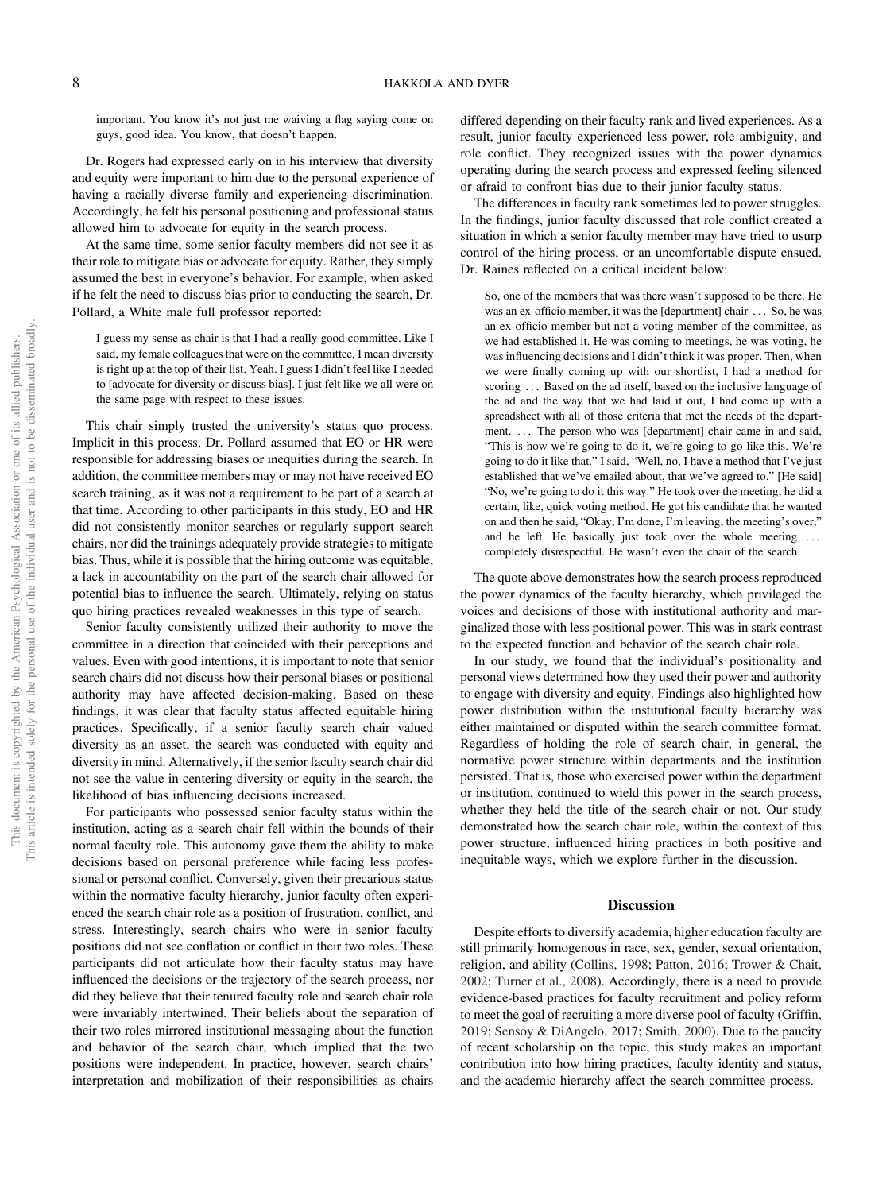important. You know it's not just me waiving a flag saying come on guys, good idea. You know, that doesn't happen.

Dr. Rogers had expressed early on in his interview that diversity and equity were important to him due to the personal experience of having a racially diverse family and experiencing discrimination. Accordingly, he felt his personal positioning and professional status allowed him to advocate for equity in the search process.

At the same time, some senior faculty members did not see it as their role to mitigate bias or advocate for equity. Rather, they simply assumed the best in everyone's behavior. For example, when asked if he felt the need to discuss bias prior to conducting the search, Dr. Pollard, a White male full professor reported:

> I guess my sense as chair is that I had a really good committee. Like I said, my female colleagues that were on the committee, I mean diversity is right up at the top of their list. Yeah. I guess I didn't feel like I needed to [advocate for diversity or discuss bias]. I just felt like we all were on the same page with respect to these issues.

This chair simply trusted the university's status quo process. Implicit in this process, Dr. Pollard assumed that EO or HR were responsible for addressing biases or inequities during the search. In addition, the committee members may or may not have received EO search training, as it was not a requirement to be part of a search at that time. According to other participants in this study, EO and HR did not consistently monitor searches or regularly support search chairs, nor did the trainings adequately provide strategies to mitigate bias. Thus, while it is possible that the hiring outcome was equitable, a lack in accountability on the part of the search chair allowed for potential bias to influence the search. Ultimately, relying on status quo hiring practices revealed weaknesses in this type of search.

Senior faculty consistently utilized their authority to move the committee in a direction that coincided with their perceptions and values. Even with good intentions, it is important to note that senior search chairs did not discuss how their personal biases or positional authority may have affected decision-making. Based on these findings, it was clear that faculty status affected equitable hiring practices. Specifically, if a senior faculty search chair valued diversity as an asset, the search was conducted with equity and diversity in mind. Alternatively, if the senior faculty search chair did not see the value in centering diversity or equity in the search, the likelihood of bias influencing decisions increased.

For participants who possessed senior faculty status within the institution, acting as a search chair fell within the bounds of their normal faculty role. This autonomy gave them the ability to make decisions based on personal preference while facing less professional or personal conflict. Conversely, given their precarious status within the normative faculty hierarchy, junior faculty often experienced the search chair role as a position of frustration, conflict, and stress. Interestingly, search chairs who were in senior faculty positions did not see conflation or conflict in their two roles. These participants did not articulate how their faculty status may have influenced the decisions or the trajectory of the search process, nor did they believe that their tenured faculty role and search chair role were invariably intertwined. Their beliefs about the separation of their two roles mirrored institutional messaging about the function and behavior of the search chair, which implied that the two positions were independent. In practice, however, search chairs' interpretation and mobilization of their responsibilities as chairs differed depending on their faculty rank and lived experiences. As a result, junior faculty experienced less power, role ambiguity, and role conflict. They recognized issues with the power dynamics operating during the search process and expressed feeling silenced or afraid to confront bias due to their junior faculty status.

The differences in faculty rank sometimes led to power struggles. In the findings, junior faculty discussed that role conflict created a situation in which a senior faculty member may have tried to usurp control of the hiring process, or an uncomfortable dispute ensued. Dr. Raines reflected on a critical incident below:

> So, one of the members that was there wasn't supposed to be there. He was an ex-officio member, it was the [department] chair ... So, he was an ex-officio member but not a voting member of the committee, as we had established it. He was coming to meetings, he was voting, he was influencing decisions and I didn't think it was proper. Then, when we were finally coming up with our shortlist, I had a method for scoring ... Based on the ad itself, based on the inclusive language of the ad and the way that we had laid it out, I had come up with a spreadsheet with all of those criteria that met the needs of the department. ... The person who was [department] chair came in and said, "This is how we're going to do it, we're going to go like this. We're going to do it like that." I said, "Well, no, I have a method that I've just established that we've emailed about, that we've agreed to." [He said] "No, we're going to do it this way." He took over the meeting, he did a certain, like, quick voting method. He got his candidate that he wanted on and then he said, "Okay, I'm done, I'm leaving, the meeting's over," and he left. He basically just took over the whole meeting ... completely disrespectful. He wasn't even the chair of the search.

The quote above demonstrates how the search process reproduced the power dynamics of the faculty hierarchy, which privileged the voices and decisions of those with institutional authority and marginalized those with less positional power. This was in stark contrast to the expected function and behavior of the search chair role.

In our study, we found that the individual's positionality and personal views determined how they used their power and authority to engage with diversity and equity. Findings also highlighted how power distribution within the institutional faculty hierarchy was either maintained or disputed within the search committee format. Regardless of holding the role of search chair, in general, the normative power structure within departments and the institution persisted. That is, those who exercised power within the department or institution, continued to wield this power in the search process, whether they held the title of the search chair or not. Our study demonstrated how the search chair role, within the context of this power structure, influenced hiring practices in both positive and inequitable ways, which we explore further in the discussion.

## Discussion

Despite efforts to diversify academia, higher education faculty are still primarily homogenous in race, sex, gender, sexual orientation, religion, and ability (Collins, 1998; Patton, 2016; Trower & Chait, 2002; Turner et al., 2008). Accordingly, there is a need to provide evidence-based practices for faculty recruitment and policy reform to meet the goal of recruiting a more diverse pool of faculty (Griffin, 2019; Sensoy & DiAngelo, 2017; Smith, 2000). Due to the paucity of recent scholarship on the topic, this study makes an important contribution into how hiring practices, faculty identity and status, and the academic hierarchy affect the search committee process.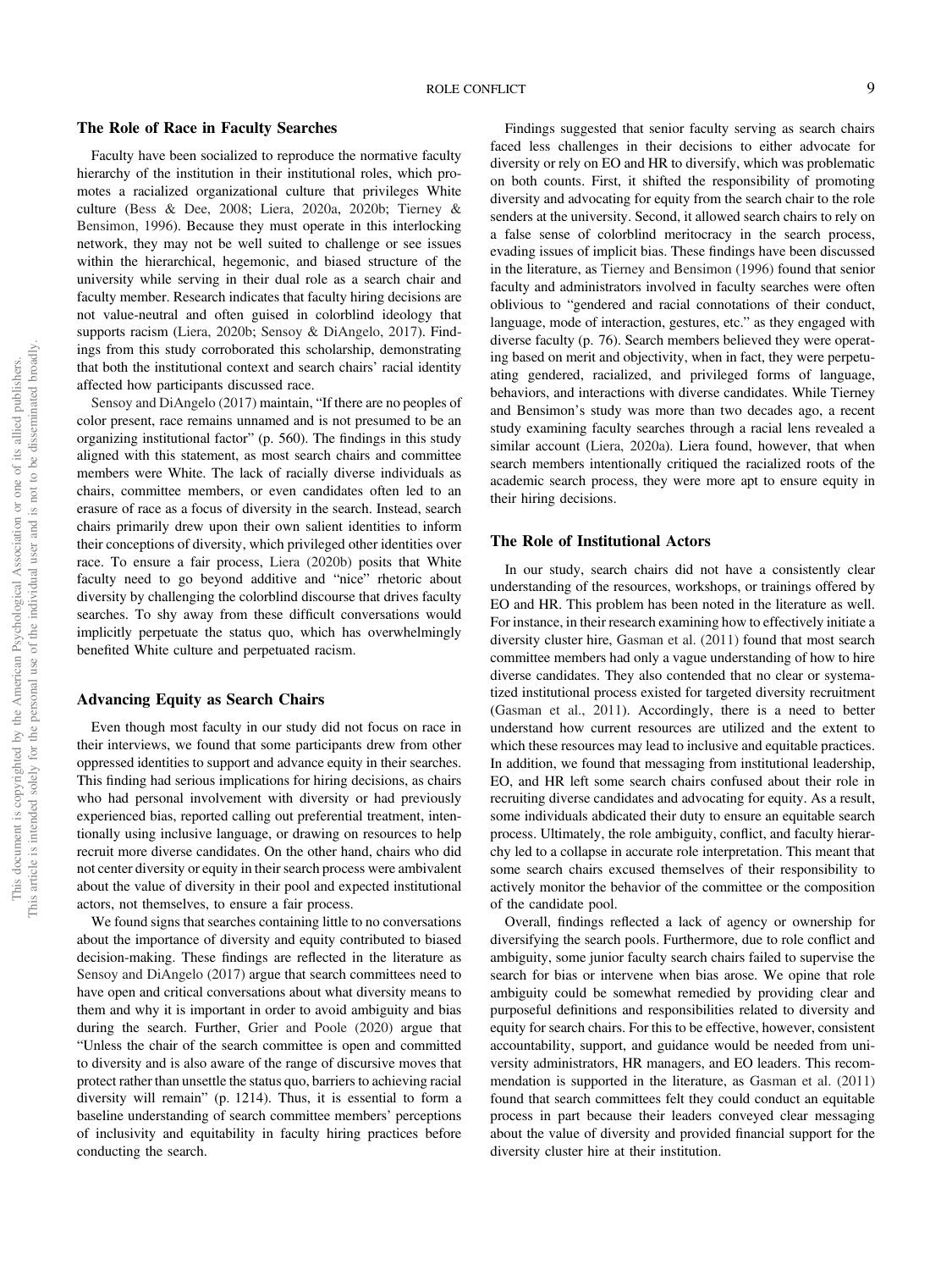## The Role of Race in Faculty Searches

Faculty have been socialized to reproduce the normative faculty hierarchy of the institution in their institutional roles, which promotes a racialized organizational culture that privileges White culture (Bess & Dee, 2008; Liera, 2020a, 2020b; Tierney & Bensimon, 1996). Because they must operate in this interlocking network, they may not be well suited to challenge or see issues within the hierarchical, hegemonic, and biased structure of the university while serving in their dual role as a search chair and faculty member. Research indicates that faculty hiring decisions are not value-neutral and often guised in colorblind ideology that supports racism (Liera, 2020b; Sensoy & DiAngelo, 2017). Findings from this study corroborated this scholarship, demonstrating that both the institutional context and search chairs' racial identity affected how participants discussed race.

Sensoy and DiAngelo (2017) maintain, "If there are no peoples of color present, race remains unnamed and is not presumed to be an organizing institutional factor" (p. 560). The findings in this study aligned with this statement, as most search chairs and committee members were White. The lack of racially diverse individuals as chairs, committee members, or even candidates often led to an erasure of race as a focus of diversity in the search. Instead, search chairs primarily drew upon their own salient identities to inform their conceptions of diversity, which privileged other identities over race. To ensure a fair process, Liera (2020b) posits that White faculty need to go beyond additive and "nice" rhetoric about diversity by challenging the colorblind discourse that drives faculty searches. To shy away from these difficult conversations would implicitly perpetuate the status quo, which has overwhelmingly benefited White culture and perpetuated racism.

## Advancing Equity as Search Chairs

Even though most faculty in our study did not focus on race in their interviews, we found that some participants drew from other oppressed identities to support and advance equity in their searches. This finding had serious implications for hiring decisions, as chairs who had personal involvement with diversity or had previously experienced bias, reported calling out preferential treatment, intentionally using inclusive language, or drawing on resources to help recruit more diverse candidates. On the other hand, chairs who did not center diversity or equity in their search process were ambivalent about the value of diversity in their pool and expected institutional actors, not themselves, to ensure a fair process.

We found signs that searches containing little to no conversations about the importance of diversity and equity contributed to biased decision-making. These findings are reflected in the literature as Sensoy and DiAngelo (2017) argue that search committees need to have open and critical conversations about what diversity means to them and why it is important in order to avoid ambiguity and bias during the search. Further, Grier and Poole (2020) argue that "Unless the chair of the search committee is open and committed to diversity and is also aware of the range of discursive moves that protect rather than unsettle the status quo, barriers to achieving racial diversity will remain" (p. 1214). Thus, it is essential to form a baseline understanding of search committee members' perceptions of inclusivity and equitability in faculty hiring practices before conducting the search.

Findings suggested that senior faculty serving as search chairs faced less challenges in their decisions to either advocate for diversity or rely on EO and HR to diversify, which was problematic on both counts. First, it shifted the responsibility of promoting diversity and advocating for equity from the search chair to the role senders at the university. Second, it allowed search chairs to rely on a false sense of colorblind meritocracy in the search process, evading issues of implicit bias. These findings have been discussed in the literature, as Tierney and Bensimon (1996) found that senior faculty and administrators involved in faculty searches were often oblivious to "gendered and racial connotations of their conduct, language, mode of interaction, gestures, etc." as they engaged with diverse faculty (p. 76). Search members believed they were operating based on merit and objectivity, when in fact, they were perpetuating gendered, racialized, and privileged forms of language, behaviors, and interactions with diverse candidates. While Tierney and Bensimon's study was more than two decades ago, a recent study examining faculty searches through a racial lens revealed a similar account (Liera, 2020a). Liera found, however, that when search members intentionally critiqued the racialized roots of the academic search process, they were more apt to ensure equity in their hiring decisions.

## The Role of Institutional Actors

In our study, search chairs did not have a consistently clear understanding of the resources, workshops, or trainings offered by EO and HR. This problem has been noted in the literature as well. For instance, in their research examining how to effectively initiate a diversity cluster hire, Gasman et al. (2011) found that most search committee members had only a vague understanding of how to hire diverse candidates. They also contended that no clear or systematized institutional process existed for targeted diversity recruitment (Gasman et al., 2011). Accordingly, there is a need to better understand how current resources are utilized and the extent to which these resources may lead to inclusive and equitable practices. In addition, we found that messaging from institutional leadership, EO, and HR left some search chairs confused about their role in recruiting diverse candidates and advocating for equity. As a result, some individuals abdicated their duty to ensure an equitable search process. Ultimately, the role ambiguity, conflict, and faculty hierarchy led to a collapse in accurate role interpretation. This meant that some search chairs excused themselves of their responsibility to actively monitor the behavior of the committee or the composition of the candidate pool.

Overall, findings reflected a lack of agency or ownership for diversifying the search pools. Furthermore, due to role conflict and ambiguity, some junior faculty search chairs failed to supervise the search for bias or intervene when bias arose. We opine that role ambiguity could be somewhat remedied by providing clear and purposeful definitions and responsibilities related to diversity and equity for search chairs. For this to be effective, however, consistent accountability, support, and guidance would be needed from university administrators, HR managers, and EO leaders. This recommendation is supported in the literature, as Gasman et al. (2011) found that search committees felt they could conduct an equitable process in part because their leaders conveyed clear messaging about the value of diversity and provided financial support for the diversity cluster hire at their institution.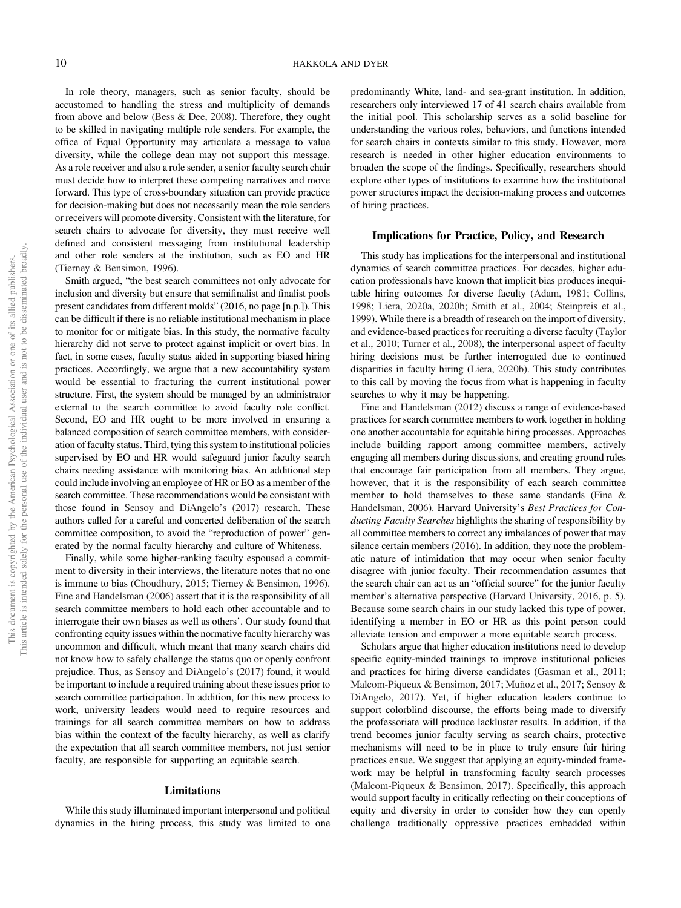In role theory, managers, such as senior faculty, should be accustomed to handling the stress and multiplicity of demands from above and below (Bess & Dee, 2008). Therefore, they ought to be skilled in navigating multiple role senders. For example, the office of Equal Opportunity may articulate a message to value diversity, while the college dean may not support this message. As a role receiver and also a role sender, a senior faculty search chair must decide how to interpret these competing narratives and move forward. This type of cross-boundary situation can provide practice for decision-making but does not necessarily mean the role senders or receivers will promote diversity. Consistent with the literature, for search chairs to advocate for diversity, they must receive well defined and consistent messaging from institutional leadership and other role senders at the institution, such as EO and HR (Tierney & Bensimon, 1996).

Smith argued, "the best search committees not only advocate for inclusion and diversity but ensure that semifinalist and finalist pools present candidates from different molds" (2016, no page [n.p.]). This can be difficult if there is no reliable institutional mechanism in place to monitor for or mitigate bias. In this study, the normative faculty hierarchy did not serve to protect against implicit or overt bias. In fact, in some cases, faculty status aided in supporting biased hiring practices. Accordingly, we argue that a new accountability system would be essential to fracturing the current institutional power structure. First, the system should be managed by an administrator external to the search committee to avoid faculty role conflict. Second, EO and HR ought to be more involved in ensuring a balanced composition of search committee members, with consideration of faculty status. Third, tying this system to institutional policies supervised by EO and HR would safeguard junior faculty search chairs needing assistance with monitoring bias. An additional step could include involving an employee of HR or EO as a member of the search committee. These recommendations would be consistent with those found in Sensoy and DiAngelo's (2017) research. These authors called for a careful and concerted deliberation of the search committee composition, to avoid the "reproduction of power" generated by the normal faculty hierarchy and culture of Whiteness.

Finally, while some higher-ranking faculty espoused a commitment to diversity in their interviews, the literature notes that no one is immune to bias (Choudhury, 2015; Tierney & Bensimon, 1996). Fine and Handelsman (2006) assert that it is the responsibility of all search committee members to hold each other accountable and to interrogate their own biases as well as others'. Our study found that confronting equity issues within the normative faculty hierarchy was uncommon and difficult, which meant that many search chairs did not know how to safely challenge the status quo or openly confront prejudice. Thus, as Sensoy and DiAngelo's (2017) found, it would be important to include a required training about these issues prior to search committee participation. In addition, for this new process to work, university leaders would need to require resources and trainings for all search committee members on how to address bias within the context of the faculty hierarchy, as well as clarify the expectation that all search committee members, not just senior faculty, are responsible for supporting an equitable search.

## Limitations

While this study illuminated important interpersonal and political dynamics in the hiring process, this study was limited to one predominantly White, land- and sea-grant institution. In addition, researchers only interviewed 17 of 41 search chairs available from the initial pool. This scholarship serves as a solid baseline for understanding the various roles, behaviors, and functions intended for search chairs in contexts similar to this study. However, more research is needed in other higher education environments to broaden the scope of the findings. Specifically, researchers should explore other types of institutions to examine how the institutional power structures impact the decision-making process and outcomes of hiring practices.

## Implications for Practice, Policy, and Research

This study has implications for the interpersonal and institutional dynamics of search committee practices. For decades, higher education professionals have known that implicit bias produces inequitable hiring outcomes for diverse faculty (Adam, 1981; Collins, 1998; Liera, 2020a, 2020b; Smith et al., 2004; Steinpreis et al., 1999). While there is a breadth of research on the import of diversity, and evidence-based practices for recruiting a diverse faculty (Taylor et al., 2010; Turner et al., 2008), the interpersonal aspect of faculty hiring decisions must be further interrogated due to continued disparities in faculty hiring (Liera, 2020b). This study contributes to this call by moving the focus from what is happening in faculty searches to why it may be happening.

Fine and Handelsman (2012) discuss a range of evidence-based practices for search committee members to work together in holding one another accountable for equitable hiring processes. Approaches include building rapport among committee members, actively engaging all members during discussions, and creating ground rules that encourage fair participation from all members. They argue, however, that it is the responsibility of each search committee member to hold themselves to these same standards (Fine & Handelsman, 2006). Harvard University's *Best Practices for Conducting Faculty Searches* highlights the sharing of responsibility by all committee members to correct any imbalances of power that may silence certain members (2016). In addition, they note the problematic nature of intimidation that may occur when senior faculty disagree with junior faculty. Their recommendation assumes that the search chair can act as an "official source" for the junior faculty member's alternative perspective (Harvard University, 2016, p. 5). Because some search chairs in our study lacked this type of power, identifying a member in EO or HR as this point person could alleviate tension and empower a more equitable search process.

Scholars argue that higher education institutions need to develop specific equity-minded trainings to improve institutional policies and practices for hiring diverse candidates (Gasman et al., 2011; Malcom-Piqueux & Bensimon, 2017; Muñoz et al., 2017; Sensoy & DiAngelo, 2017). Yet, if higher education leaders continue to support colorblind discourse, the efforts being made to diversify the professoriate will produce lackluster results. In addition, if the trend becomes junior faculty serving as search chairs, protective mechanisms will need to be in place to truly ensure fair hiring practices ensue. We suggest that applying an equity-minded framework may be helpful in transforming faculty search processes (Malcom-Piqueux & Bensimon, 2017). Specifically, this approach would support faculty in critically reflecting on their conceptions of equity and diversity in order to consider how they can openly challenge traditionally oppressive practices embedded within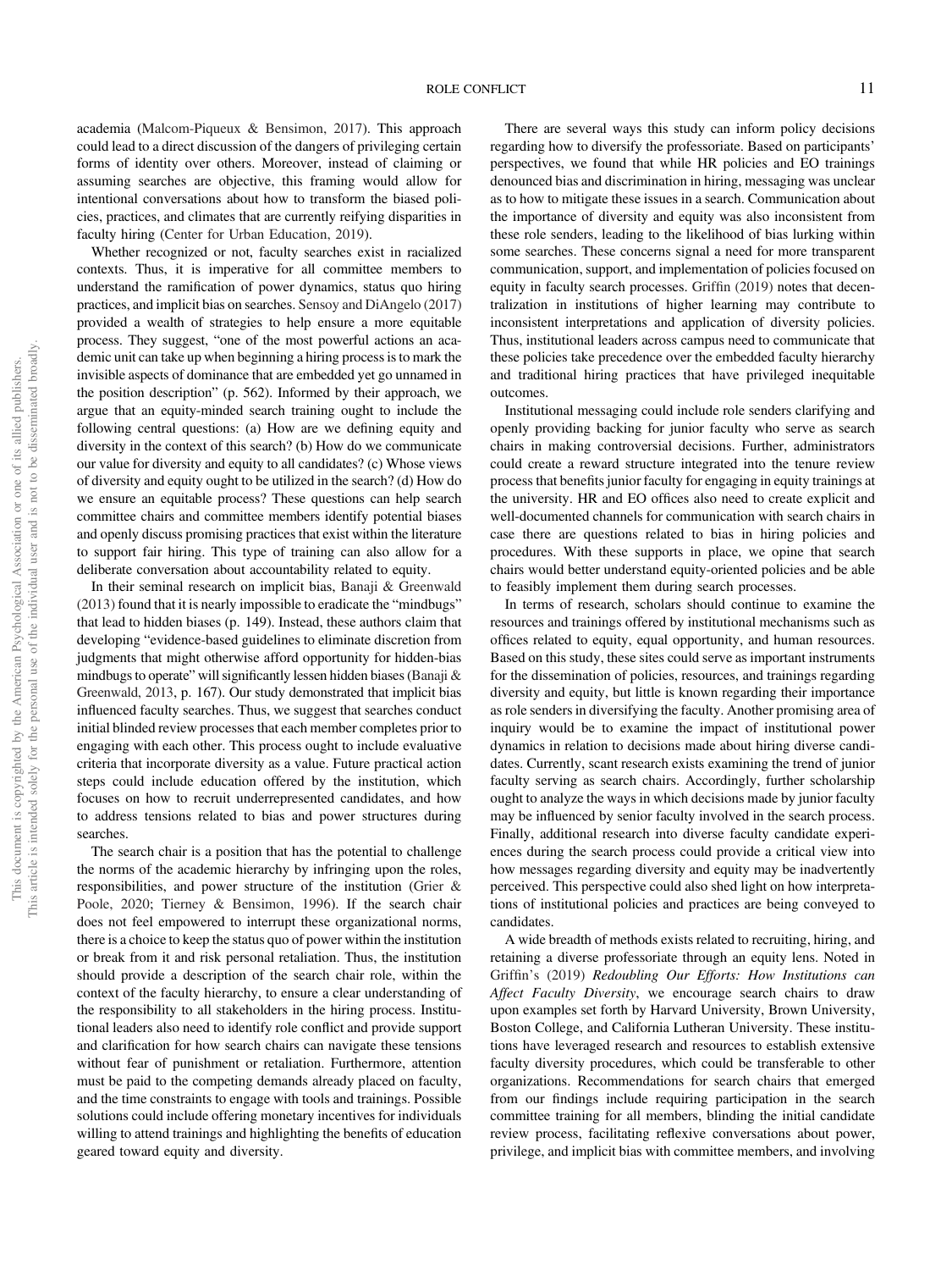academia (Malcom-Piqueux & Bensimon, 2017). This approach could lead to a direct discussion of the dangers of privileging certain forms of identity over others. Moreover, instead of claiming or assuming searches are objective, this framing would allow for intentional conversations about how to transform the biased policies, practices, and climates that are currently reifying disparities in faculty hiring (Center for Urban Education, 2019).

Whether recognized or not, faculty searches exist in racialized contexts. Thus, it is imperative for all committee members to understand the ramification of power dynamics, status quo hiring practices, and implicit bias on searches. Sensoy and DiAngelo (2017) provided a wealth of strategies to help ensure a more equitable process. They suggest, "one of the most powerful actions an academic unit can take up when beginning a hiring process is to mark the invisible aspects of dominance that are embedded yet go unnamed in the position description" (p. 562). Informed by their approach, we argue that an equity-minded search training ought to include the following central questions: (a) How are we defining equity and diversity in the context of this search? (b) How do we communicate our value for diversity and equity to all candidates? (c) Whose views of diversity and equity ought to be utilized in the search? (d) How do we ensure an equitable process? These questions can help search committee chairs and committee members identify potential biases and openly discuss promising practices that exist within the literature to support fair hiring. This type of training can also allow for a deliberate conversation about accountability related to equity.

In their seminal research on implicit bias, Banaji & Greenwald (2013) found that it is nearly impossible to eradicate the "mindbugs" that lead to hidden biases (p. 149). Instead, these authors claim that developing "evidence-based guidelines to eliminate discretion from judgments that might otherwise afford opportunity for hidden-bias mindbugs to operate" will significantly lessen hidden biases (Banaji & Greenwald, 2013, p. 167). Our study demonstrated that implicit bias influenced faculty searches. Thus, we suggest that searches conduct initial blinded review processes that each member completes prior to engaging with each other. This process ought to include evaluative criteria that incorporate diversity as a value. Future practical action steps could include education offered by the institution, which focuses on how to recruit underrepresented candidates, and how to address tensions related to bias and power structures during searches.

The search chair is a position that has the potential to challenge the norms of the academic hierarchy by infringing upon the roles, responsibilities, and power structure of the institution (Grier & Poole, 2020; Tierney & Bensimon, 1996). If the search chair does not feel empowered to interrupt these organizational norms, there is a choice to keep the status quo of power within the institution or break from it and risk personal retaliation. Thus, the institution should provide a description of the search chair role, within the context of the faculty hierarchy, to ensure a clear understanding of the responsibility to all stakeholders in the hiring process. Institutional leaders also need to identify role conflict and provide support and clarification for how search chairs can navigate these tensions without fear of punishment or retaliation. Furthermore, attention must be paid to the competing demands already placed on faculty, and the time constraints to engage with tools and trainings. Possible solutions could include offering monetary incentives for individuals willing to attend trainings and highlighting the benefits of education geared toward equity and diversity.

There are several ways this study can inform policy decisions regarding how to diversify the professoriate. Based on participants' perspectives, we found that while HR policies and EO trainings denounced bias and discrimination in hiring, messaging was unclear as to how to mitigate these issues in a search. Communication about the importance of diversity and equity was also inconsistent from these role senders, leading to the likelihood of bias lurking within some searches. These concerns signal a need for more transparent communication, support, and implementation of policies focused on equity in faculty search processes. Griffin (2019) notes that decentralization in institutions of higher learning may contribute to inconsistent interpretations and application of diversity policies. Thus, institutional leaders across campus need to communicate that these policies take precedence over the embedded faculty hierarchy and traditional hiring practices that have privileged inequitable outcomes.

Institutional messaging could include role senders clarifying and openly providing backing for junior faculty who serve as search chairs in making controversial decisions. Further, administrators could create a reward structure integrated into the tenure review process that benefits junior faculty for engaging in equity trainings at the university. HR and EO offices also need to create explicit and well-documented channels for communication with search chairs in case there are questions related to bias in hiring policies and procedures. With these supports in place, we opine that search chairs would better understand equity-oriented policies and be able to feasibly implement them during search processes.

In terms of research, scholars should continue to examine the resources and trainings offered by institutional mechanisms such as offices related to equity, equal opportunity, and human resources. Based on this study, these sites could serve as important instruments for the dissemination of policies, resources, and trainings regarding diversity and equity, but little is known regarding their importance as role senders in diversifying the faculty. Another promising area of inquiry would be to examine the impact of institutional power dynamics in relation to decisions made about hiring diverse candidates. Currently, scant research exists examining the trend of junior faculty serving as search chairs. Accordingly, further scholarship ought to analyze the ways in which decisions made by junior faculty may be influenced by senior faculty involved in the search process. Finally, additional research into diverse faculty candidate experiences during the search process could provide a critical view into how messages regarding diversity and equity may be inadvertently perceived. This perspective could also shed light on how interpretations of institutional policies and practices are being conveyed to candidates.

A wide breadth of methods exists related to recruiting, hiring, and retaining a diverse professoriate through an equity lens. Noted in Griffin's (2019) *Redoubling Our Efforts: How Institutions can Affect Faculty Diversity*, we encourage search chairs to draw upon examples set forth by Harvard University, Brown University, Boston College, and California Lutheran University. These institutions have leveraged research and resources to establish extensive faculty diversity procedures, which could be transferable to other organizations. Recommendations for search chairs that emerged from our findings include requiring participation in the search committee training for all members, blinding the initial candidate review process, facilitating reflexive conversations about power, privilege, and implicit bias with committee members, and involving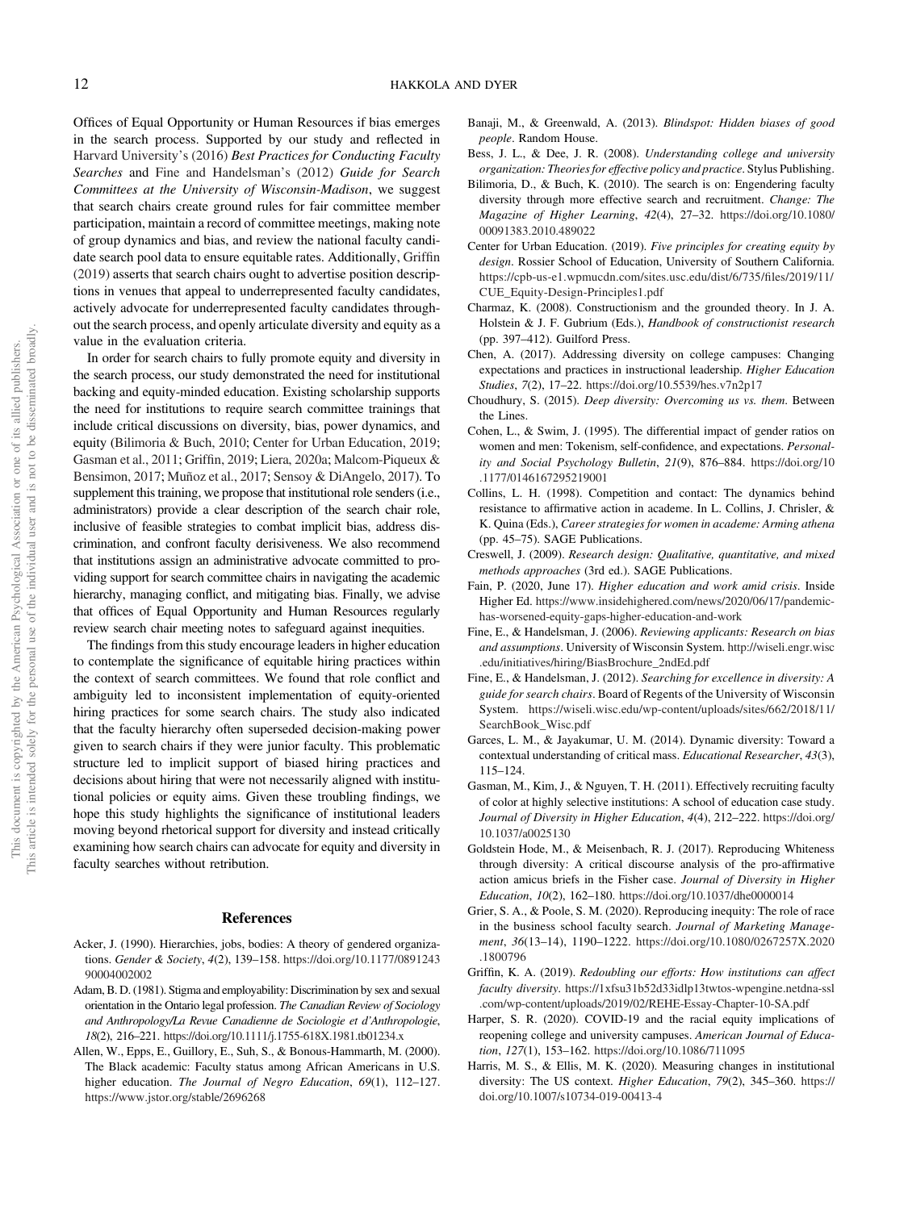Offices of Equal Opportunity or Human Resources if bias emerges in the search process. Supported by our study and reflected in Harvard University's (2016) *Best Practices for Conducting Faculty Searches* and Fine and Handelsman's (2012) *Guide for Search Committees at the University of Wisconsin-Madison*, we suggest that search chairs create ground rules for fair committee member participation, maintain a record of committee meetings, making note of group dynamics and bias, and review the national faculty candidate search pool data to ensure equitable rates. Additionally, Griffin (2019) asserts that search chairs ought to advertise position descriptions in venues that appeal to underrepresented faculty candidates, actively advocate for underrepresented faculty candidates throughout the search process, and openly articulate diversity and equity as a value in the evaluation criteria.

In order for search chairs to fully promote equity and diversity in the search process, our study demonstrated the need for institutional backing and equity-minded education. Existing scholarship supports the need for institutions to require search committee trainings that include critical discussions on diversity, bias, power dynamics, and equity (Bilimoria & Buch, 2010; Center for Urban Education, 2019; Gasman et al., 2011; Griffin, 2019; Liera, 2020a; Malcom-Piqueux & Bensimon, 2017; Muñoz et al., 2017; Sensoy & DiAngelo, 2017). To supplement this training, we propose that institutional role senders (i.e., administrators) provide a clear description of the search chair role, inclusive of feasible strategies to combat implicit bias, address discrimination, and confront faculty derisiveness. We also recommend that institutions assign an administrative advocate committed to providing support for search committee chairs in navigating the academic hierarchy, managing conflict, and mitigating bias. Finally, we advise that offices of Equal Opportunity and Human Resources regularly review search chair meeting notes to safeguard against inequities.

The findings from this study encourage leaders in higher education to contemplate the significance of equitable hiring practices within the context of search committees. We found that role conflict and ambiguity led to inconsistent implementation of equity-oriented hiring practices for some search chairs. The study also indicated that the faculty hierarchy often superseded decision-making power given to search chairs if they were junior faculty. This problematic structure led to implicit support of biased hiring practices and decisions about hiring that were not necessarily aligned with institutional policies or equity aims. Given these troubling findings, we hope this study highlights the significance of institutional leaders moving beyond rhetorical support for diversity and instead critically examining how search chairs can advocate for equity and diversity in faculty searches without retribution.

## References

Acker, J. (1990). Hierarchies, jobs, bodies: A theory of gendered organizations. *Gender & Society*, *4*(2), 139–158. https://doi.org/10.1177/089124390004002002

Adam, B. D. (1981). Stigma and employability: Discrimination by sex and sexual orientation in the Ontario legal profession. *The Canadian Review of Sociology and Anthropology/La Revue Canadienne de Sociologie et d'Anthropologie*, *18*(2), 216–221. https://doi.org/10.1111/j.1755-618X.1981.tb01234.x

Allen, W., Epps, E., Guillory, E., Suh, S., & Bonous-Hammarth, M. (2000). The Black academic: Faculty status among African Americans in U.S. higher education. *The Journal of Negro Education*, *69*(1), 112–127. https://www.jstor.org/stable/2696268

Banaji, M., & Greenwald, A. (2013). *Blindspot: Hidden biases of good people*. Random House.

Bess, J. L., & Dee, J. R. (2008). *Understanding college and university organization: Theories for effective policy and practice*. Stylus Publishing.

Bilimoria, D., & Buch, K. (2010). The search is on: Engendering faculty diversity through more effective search and recruitment. *Change: The Magazine of Higher Learning*, *42*(4), 27–32. https://doi.org/10.1080/00091383.2010.489022

Center for Urban Education. (2019). *Five principles for creating equity by design*. Rossier School of Education, University of Southern California. https://cpb-us-e1.wpmucdn.com/sites.usc.edu/dist/6/735/files/2019/11/CUE_Equity-Design-Principles1.pdf

Charmaz, K. (2008). Constructionism and the grounded theory. In J. A. Holstein & J. F. Gubrium (Eds.), *Handbook of constructionist research* (pp. 397–412). Guilford Press.

Chen, A. (2017). Addressing diversity on college campuses: Changing expectations and practices in instructional leadership. *Higher Education Studies*, *7*(2), 17–22. https://doi.org/10.5539/hes.v7n2p17

Choudhury, S. (2015). *Deep diversity: Overcoming us vs. them*. Between the Lines.

Cohen, L., & Swim, J. (1995). The differential impact of gender ratios on women and men: Tokenism, self-confidence, and expectations. *Personality and Social Psychology Bulletin*, *21*(9), 876–884. https://doi.org/10.1177/0146167295219001

Collins, L. H. (1998). Competition and contact: The dynamics behind resistance to affirmative action in academe. In L. Collins, J. Chrisler, & K. Quina (Eds.), *Career strategies for women in academe: Arming athena* (pp. 45–75). SAGE Publications.

Creswell, J. (2009). *Research design: Qualitative, quantitative, and mixed methods approaches* (3rd ed.). SAGE Publications.

Fain, P. (2020, June 17). *Higher education and work amid crisis*. Inside Higher Ed. https://www.insidehighered.com/news/2020/06/17/pandemic-has-worsened-equity-gaps-higher-education-and-work

Fine, E., & Handelsman, J. (2006). *Reviewing applicants: Research on bias and assumptions*. University of Wisconsin System. http://wiseli.engr.wisc.edu/initiatives/hiring/BiasBrochure_2ndEd.pdf

Fine, E., & Handelsman, J. (2012). *Searching for excellence in diversity: A guide for search chairs*. Board of Regents of the University of Wisconsin System. https://wiseli.wisc.edu/wp-content/uploads/sites/662/2018/11/SearchBook_Wisc.pdf

Garces, L. M., & Jayakumar, U. M. (2014). Dynamic diversity: Toward a contextual understanding of critical mass. *Educational Researcher*, *43*(3), 115–124.

Gasman, M., Kim, J., & Nguyen, T. H. (2011). Effectively recruiting faculty of color at highly selective institutions: A school of education case study. *Journal of Diversity in Higher Education*, *4*(4), 212–222. https://doi.org/10.1037/a0025130

Goldstein Hode, M., & Meisenbach, R. J. (2017). Reproducing Whiteness through diversity: A critical discourse analysis of the pro-affirmative action amicus briefs in the Fisher case. *Journal of Diversity in Higher Education*, *10*(2), 162–180. https://doi.org/10.1037/dhe0000014

Grier, S. A., & Poole, S. M. (2020). Reproducing inequity: The role of race in the business school faculty search. *Journal of Marketing Management*, *36*(13–14), 1190–1222. https://doi.org/10.1080/0267257X.2020.1800796

Griffin, K. A. (2019). *Redoubling our efforts: How institutions can affect faculty diversity*. https://1xfsu31b52d33idlp13twtos-wpengine.netdna-ssl.com/wp-content/uploads/2019/02/REHE-Essay-Chapter-10-SA.pdf

Harper, S. R. (2020). COVID-19 and the racial equity implications of reopening college and university campuses. *American Journal of Education*, *127*(1), 153–162. https://doi.org/10.1086/711095

Harris, M. S., & Ellis, M. K. (2020). Measuring changes in institutional diversity: The US context. *Higher Education*, *79*(2), 345–360. https://doi.org/10.1007/s10734-019-00413-4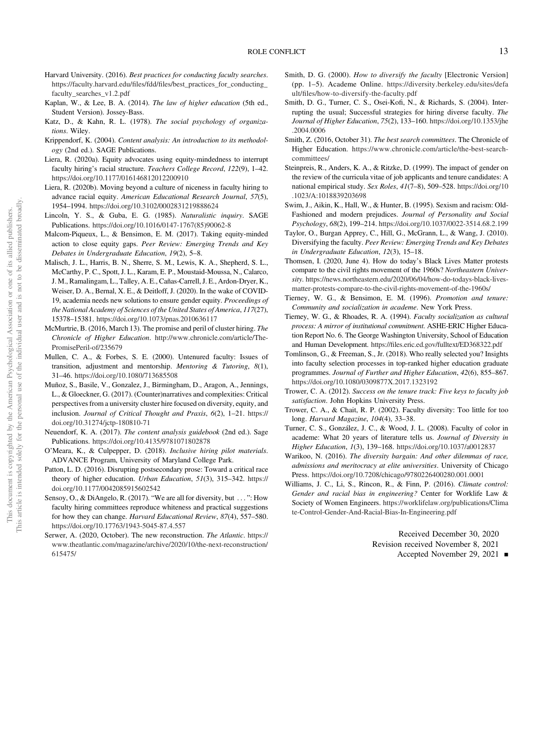Harvard University. (2016). *Best practices for conducting faculty searches*. https://faculty.harvard.edu/files/fdd/files/best_practices_for_conducting_faculty_searches_v1.2.pdf

Kaplan, W., & Lee, B. A. (2014). *The law of higher education* (5th ed., Student Version). Jossey-Bass.

Katz, D., & Kahn, R. L. (1978). *The social psychology of organizations*. Wiley.

Krippendorf, K. (2004). *Content analysis: An introduction to its methodology* (2nd ed.). SAGE Publications.

Liera, R. (2020a). Equity advocates using equity-mindedness to interrupt faculty hiring's racial structure. *Teachers College Record*, *122*(9), 1–42. https://doi.org/10.1177/016146812012200910

Liera, R. (2020b). Moving beyond a culture of niceness in faculty hiring to advance racial equity. *American Educational Research Journal*, *57*(5), 1954–1994. https://doi.org/10.3102/0002831219888624

Lincoln, Y. S., & Guba, E. G. (1985). *Naturalistic inquiry*. SAGE Publications. https://doi.org/10.1016/0147-1767(85)90062-8

Malcom-Piqueux, L., & Bensimon, E. M. (2017). Taking equity-minded action to close equity gaps. *Peer Review: Emerging Trends and Key Debates in Undergraduate Education*, *19*(2), 5–8.

Malisch, J. L., Harris, B. N., Sherre, S. M., Lewis, K. A., Shepherd, S. L., McCarthy, P. C., Spott, J. L., Karam, E. P., Moustaid-Moussa, N., Calarco, J. M., Ramalingam, L., Talley, A. E., Cañas-Carrell, J. E., Ardon-Dryer, K., Weiser, D. A., Bernal, X. E., & Deitloff, J. (2020). In the wake of COVID-19, academia needs new solutions to ensure gender equity. *Proceedings of the National Academy of Sciences of the United States of America*, *117*(27), 15378–15381. https://doi.org/10.1073/pnas.2010636117

McMurtrie, B. (2016, March 13). The promise and peril of cluster hiring. *The Chronicle of Higher Education*. http://www.chronicle.com/article/The-PromisePeril-of/235679

Mullen, C. A., & Forbes, S. E. (2000). Untenured faculty: Issues of transition, adjustment and mentorship. *Mentoring & Tutoring*, *8*(1), 31–46. https://doi.org/10.1080/713685508

Muñoz, S., Basile, V., Gonzalez, J., Birmingham, D., Aragon, A., Jennings, L., & Gloeckner, G. (2017). (Counter)narratives and complexities: Critical perspectives from a university cluster hire focused on diversity, equity, and inclusion. *Journal of Critical Thought and Praxis*, *6*(2), 1–21. https://doi.org/10.31274/jctp-180810-71

Neuendorf, K. A. (2017). *The content analysis guidebook* (2nd ed.). Sage Publications. https://doi.org/10.4135/9781071802878

O'Meara, K., & Culpepper, D. (2018). *Inclusive hiring pilot materials*. ADVANCE Program, University of Maryland College Park.

Patton, L. D. (2016). Disrupting postsecondary prose: Toward a critical race theory of higher education. *Urban Education*, *51*(3), 315–342. https://doi.org/10.1177/0042085915602542

Sensoy, O., & DiAngelo, R. (2017). "We are all for diversity, but . . . ": How faculty hiring committees reproduce whiteness and practical suggestions for how they can change. *Harvard Educational Review*, *87*(4), 557–580. https://doi.org/10.17763/1943-5045-87.4.557

Serwer, A. (2020, October). The new reconstruction. *The Atlantic*. https://www.theatlantic.com/magazine/archive/2020/10/the-next-reconstruction/615475/

Smith, D. G. (2000). *How to diversify the faculty* [Electronic Version] (pp. 1–5). Academe Online. https://diversity.berkeley.edu/sites/default/files/how-to-diversify-the-faculty.pdf

Smith, D. G., Turner, C. S., Osei-Kofi, N., & Richards, S. (2004). Interrupting the usual; Successful strategies for hiring diverse faculty. *The Journal of Higher Education*, *75*(2), 133–160. https://doi.org/10.1353/jhe.2004.0006

Smith, Z. (2016, October 31). *The best search committees*. The Chronicle of Higher Education. https://www.chronicle.com/article/the-best-search-committees/

Steinpreis, R., Anders, K. A., & Ritzke, D. (1999). The impact of gender on the review of the curricula vitae of job applicants and tenure candidates: A national empirical study. *Sex Roles*, *41*(7–8), 509–528. https://doi.org/10.1023/A:1018839203698

Swim, J., Aikin, K., Hall, W., & Hunter, B. (1995). Sexism and racism: Old-Fashioned and modern prejudices. *Journal of Personality and Social Psychology*, *68*(2), 199–214. https://doi.org/10.1037/0022-3514.68.2.199

Taylor, O., Burgan Apprey, C., Hill, G., McGrann, L., & Wang, J. (2010). Diversifying the faculty. *Peer Review: Emerging Trends and Key Debates in Undergraduate Education*, *12*(3), 15–18.

Thomsen, I. (2020, June 4). How do today's Black Lives Matter protests compare to the civil rights movement of the 1960s? *Northeastern University*. https://news.northeastern.edu/2020/06/04/how-do-todays-black-lives-matter-protests-compare-to-the-civil-rights-movement-of-the-1960s/

Tierney, W. G., & Bensimon, E. M. (1996). *Promotion and tenure: Community and socialization in academe*. New York Press.

Tierney, W. G., & Rhoades, R. A. (1994). *Faculty socialization as cultural process: A mirror of institutional commitment*. ASHE-ERIC Higher Education Report No. 6. The George Washington University, School of Education and Human Development. https://files.eric.ed.gov/fulltext/ED368322.pdf

Tomlinson, G., & Freeman, S., Jr. (2018). Who really selected you? Insights into faculty selection processes in top-ranked higher education graduate programmes. *Journal of Further and Higher Education*, *42*(6), 855–867. https://doi.org/10.1080/0309877X.2017.1323192

Trower, C. A. (2012). *Success on the tenure track: Five keys to faculty job satisfaction*. John Hopkins University Press.

Trower, C. A., & Chait, R. P. (2002). Faculty diversity: Too little for too long. *Harvard Magazine*, *104*(4), 33–38.

Turner, C. S., González, J. C., & Wood, J. L. (2008). Faculty of color in academe: What 20 years of literature tells us. *Journal of Diversity in Higher Education*, *1*(3), 139–168. https://doi.org/10.1037/a0012837

Warikoo, N. (2016). *The diversity bargain: And other dilemmas of race, admissions and meritocracy at elite universities*. University of Chicago Press. https://doi.org/10.7208/chicago/9780226400280.001.0001

Williams, J. C., Li, S., Rincon, R., & Finn, P. (2016). *Climate control: Gender and racial bias in engineering?* Center for Worklife Law & Society of Women Engineers. https://worklifelaw.org/publications/Climate-Control-Gender-And-Racial-Bias-In-Engineering.pdf

Received December 30, 2020
Revision received November 8, 2021
Accepted November 29, 2021 ■